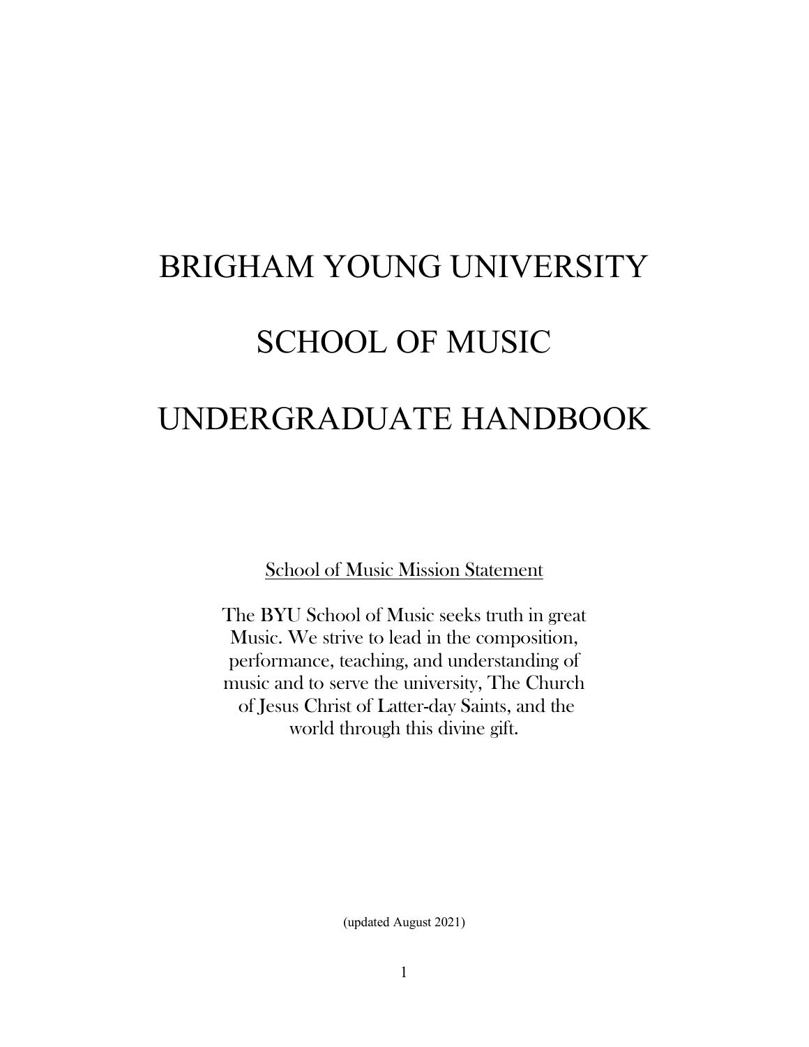# BRIGHAM YOUNG UNIVERSITY

# SCHOOL OF MUSIC

# UNDERGRADUATE HANDBOOK

School of Music Mission Statement

The BYU School of Music seeks truth in great Music. We strive to lead in the composition, performance, teaching, and understanding of music and to serve the university, The Church of Jesus Christ of Latter-day Saints, and the world through this divine gift.

(updated August 2021)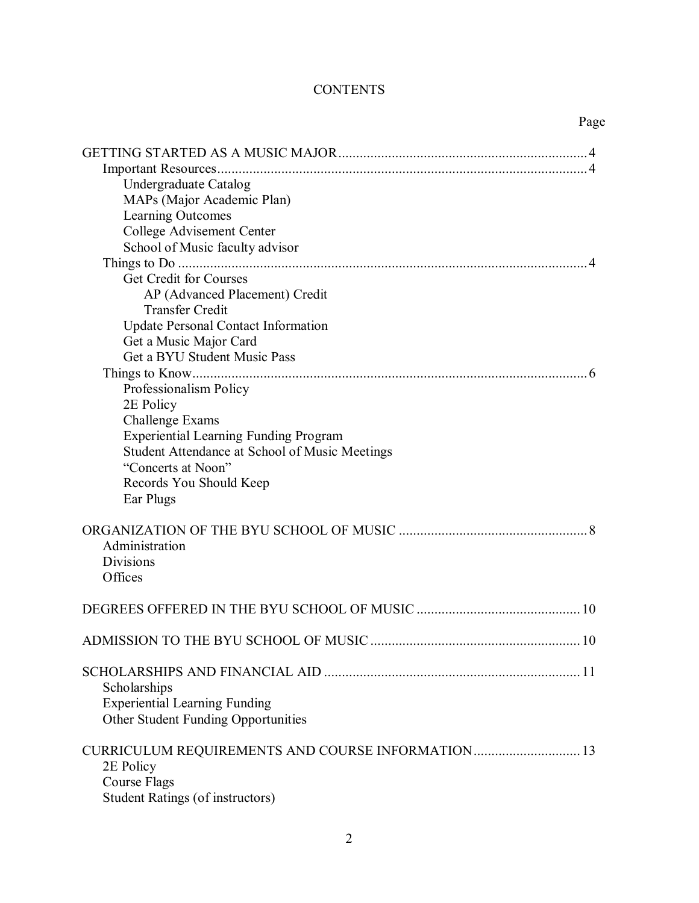# CONTENTS

Page

GETTING STARTED AS A MUSIC MAJOR .......................................................................... 4

- Important Resources ........................................................................................................ 4
  - Undergraduate Catalog
  - MAPs (Major Academic Plan)
  - Learning Outcomes
  - College Advisement Center
  - School of Music faculty advisor
- Things to Do .................................................................................................................... 4
  - Get Credit for Courses
    - AP (Advanced Placement) Credit
    - Transfer Credit
  - Update Personal Contact Information
  - Get a Music Major Card
  - Get a BYU Student Music Pass
- Things to Know ................................................................................................................ 6
  - Professionalism Policy
  - 2E Policy
  - Challenge Exams
  - Experiential Learning Funding Program
  - Student Attendance at School of Music Meetings
  - "Concerts at Noon"
  - Records You Should Keep
  - Ear Plugs

ORGANIZATION OF THE BYU SCHOOL OF MUSIC .................................................... 8

- Administration
- Divisions
- Offices

DEGREES OFFERED IN THE BYU SCHOOL OF MUSIC ............................................. 10

ADMISSION TO THE BYU SCHOOL OF MUSIC .......................................................... 10

SCHOLARSHIPS AND FINANCIAL AID ....................................................................... 11

- Scholarships
- Experiential Learning Funding
- Other Student Funding Opportunities

CURRICULUM REQUIREMENTS AND COURSE INFORMATION ............................. 13

- 2E Policy
- Course Flags
- Student Ratings (of instructors)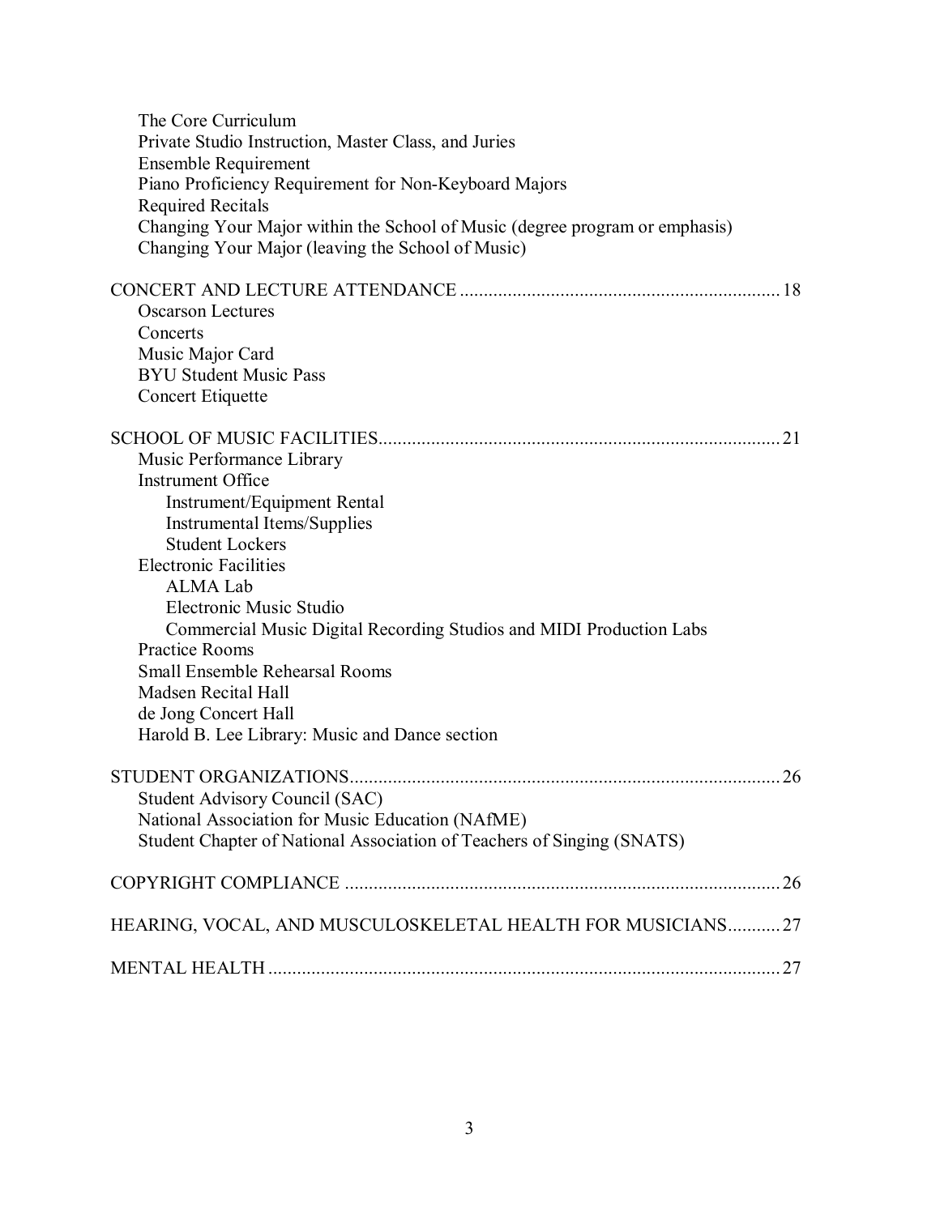The Core Curriculum
Private Studio Instruction, Master Class, and Juries
Ensemble Requirement
Piano Proficiency Requirement for Non-Keyboard Majors
Required Recitals
Changing Your Major within the School of Music (degree program or emphasis)
Changing Your Major (leaving the School of Music)

CONCERT AND LECTURE ATTENDANCE .................................................................. 18
Oscarson Lectures
Concerts
Music Major Card
BYU Student Music Pass
Concert Etiquette

SCHOOL OF MUSIC FACILITIES.................................................................................... 21
Music Performance Library
Instrument Office
Instrument/Equipment Rental
Instrumental Items/Supplies
Student Lockers
Electronic Facilities
ALMA Lab
Electronic Music Studio
Commercial Music Digital Recording Studios and MIDI Production Labs
Practice Rooms
Small Ensemble Rehearsal Rooms
Madsen Recital Hall
de Jong Concert Hall
Harold B. Lee Library: Music and Dance section

STUDENT ORGANIZATIONS.......................................................................................... 26
Student Advisory Council (SAC)
National Association for Music Education (NAfME)
Student Chapter of National Association of Teachers of Singing (SNATS)

COPYRIGHT COMPLIANCE ........................................................................................... 26

HEARING, VOCAL, AND MUSCULOSKELETAL HEALTH FOR MUSICIANS........... 27

MENTAL HEALTH ........................................................................................................... 27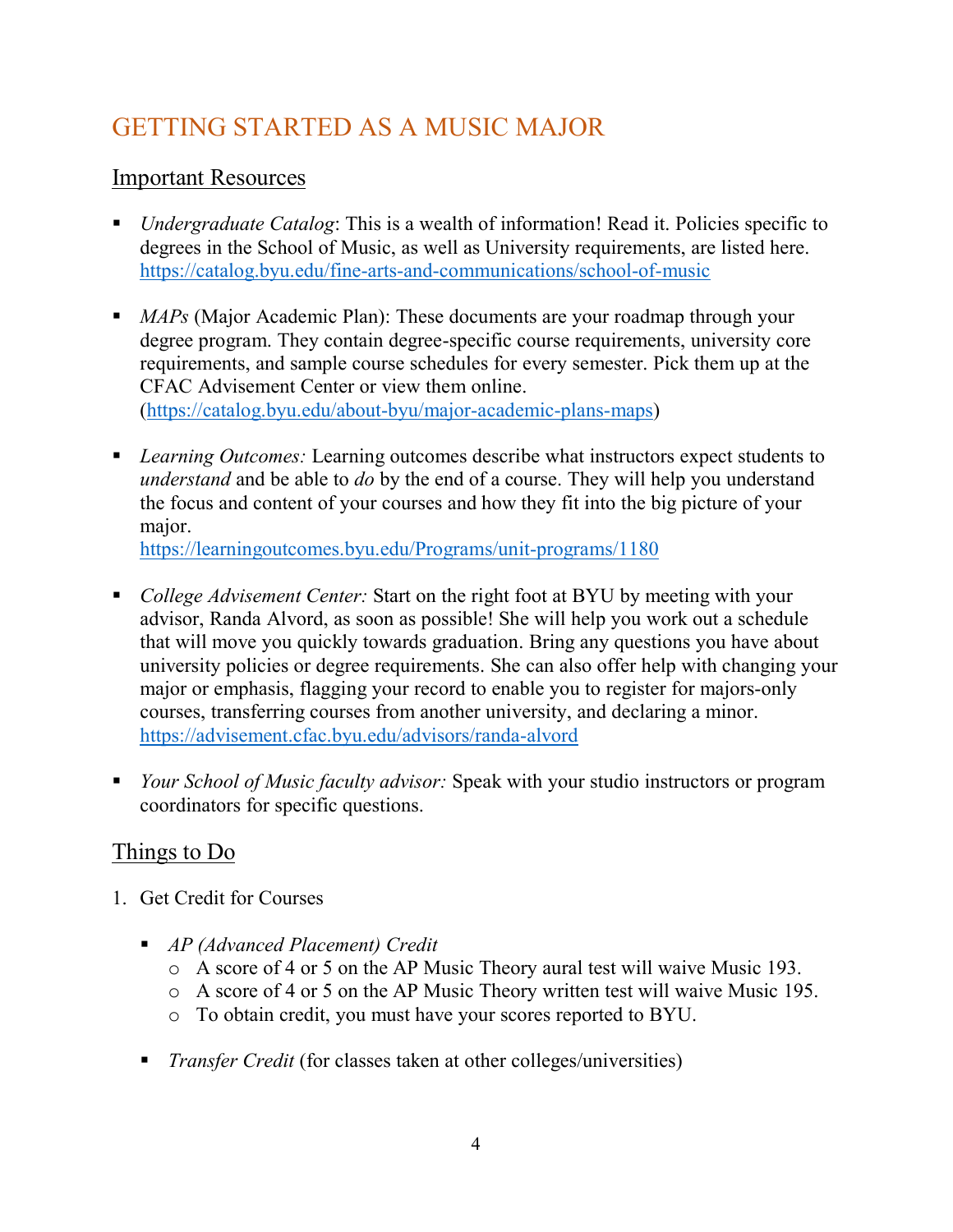# GETTING STARTED AS A MUSIC MAJOR

## Important Resources

- *Undergraduate Catalog*: This is a wealth of information! Read it. Policies specific to degrees in the School of Music, as well as University requirements, are listed here. https://catalog.byu.edu/fine-arts-and-communications/school-of-music

- *MAPs* (Major Academic Plan): These documents are your roadmap through your degree program. They contain degree-specific course requirements, university core requirements, and sample course schedules for every semester. Pick them up at the CFAC Advisement Center or view them online. (https://catalog.byu.edu/about-byu/major-academic-plans-maps)

- *Learning Outcomes:* Learning outcomes describe what instructors expect students to *understand* and be able to *do* by the end of a course. They will help you understand the focus and content of your courses and how they fit into the big picture of your major. https://learningoutcomes.byu.edu/Programs/unit-programs/1180

- *College Advisement Center:* Start on the right foot at BYU by meeting with your advisor, Randa Alvord, as soon as possible! She will help you work out a schedule that will move you quickly towards graduation. Bring any questions you have about university policies or degree requirements. She can also offer help with changing your major or emphasis, flagging your record to enable you to register for majors-only courses, transferring courses from another university, and declaring a minor. https://advisement.cfac.byu.edu/advisors/randa-alvord

- *Your School of Music faculty advisor:* Speak with your studio instructors or program coordinators for specific questions.

## Things to Do

1. Get Credit for Courses

   - *AP (Advanced Placement) Credit*
     - A score of 4 or 5 on the AP Music Theory aural test will waive Music 193.
     - A score of 4 or 5 on the AP Music Theory written test will waive Music 195.
     - To obtain credit, you must have your scores reported to BYU.

   - *Transfer Credit* (for classes taken at other colleges/universities)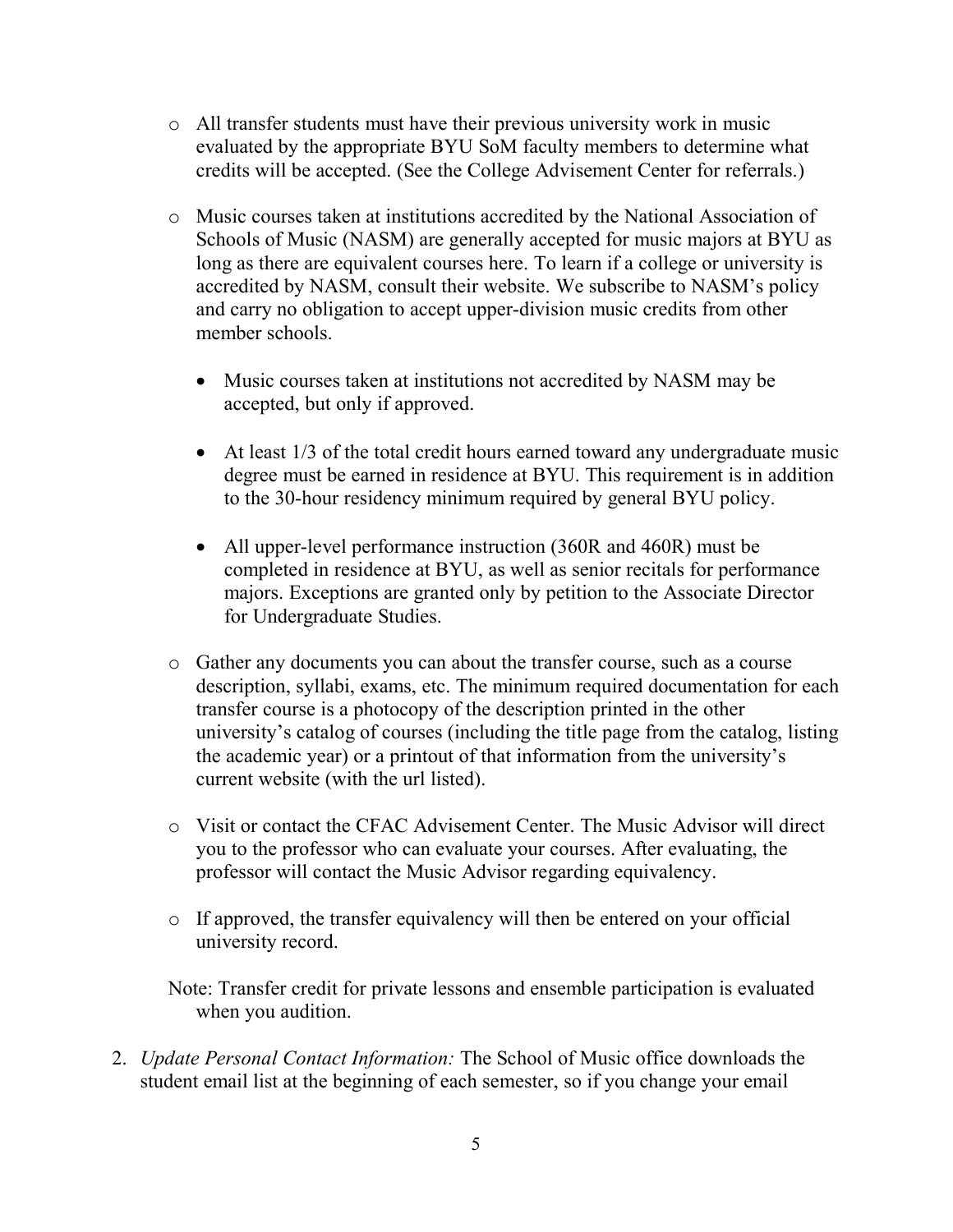- All transfer students must have their previous university work in music evaluated by the appropriate BYU SoM faculty members to determine what credits will be accepted. (See the College Advisement Center for referrals.)
- Music courses taken at institutions accredited by the National Association of Schools of Music (NASM) are generally accepted for music majors at BYU as long as there are equivalent courses here. To learn if a college or university is accredited by NASM, consult their website. We subscribe to NASM's policy and carry no obligation to accept upper-division music credits from other member schools.
    - Music courses taken at institutions not accredited by NASM may be accepted, but only if approved.
    - At least 1/3 of the total credit hours earned toward any undergraduate music degree must be earned in residence at BYU. This requirement is in addition to the 30-hour residency minimum required by general BYU policy.
    - All upper-level performance instruction (360R and 460R) must be completed in residence at BYU, as well as senior recitals for performance majors. Exceptions are granted only by petition to the Associate Director for Undergraduate Studies.
- Gather any documents you can about the transfer course, such as a course description, syllabi, exams, etc. The minimum required documentation for each transfer course is a photocopy of the description printed in the other university's catalog of courses (including the title page from the catalog, listing the academic year) or a printout of that information from the university's current website (with the url listed).
- Visit or contact the CFAC Advisement Center. The Music Advisor will direct you to the professor who can evaluate your courses. After evaluating, the professor will contact the Music Advisor regarding equivalency.
- If approved, the transfer equivalency will then be entered on your official university record.

Note: Transfer credit for private lessons and ensemble participation is evaluated when you audition.

2. *Update Personal Contact Information:* The School of Music office downloads the student email list at the beginning of each semester, so if you change your email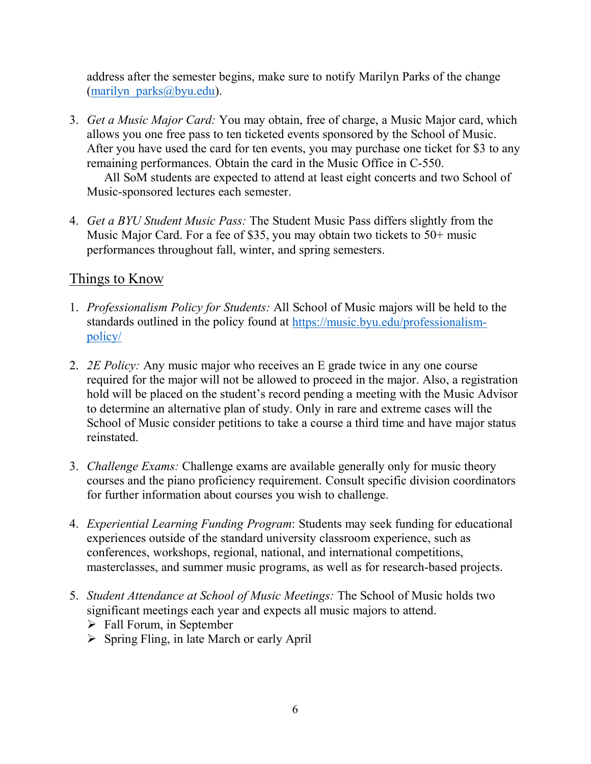address after the semester begins, make sure to notify Marilyn Parks of the change (marilyn_parks@byu.edu).

3. *Get a Music Major Card:* You may obtain, free of charge, a Music Major card, which allows you one free pass to ten ticketed events sponsored by the School of Music. After you have used the card for ten events, you may purchase one ticket for $3 to any remaining performances. Obtain the card in the Music Office in C-550.

   All SoM students are expected to attend at least eight concerts and two School of Music-sponsored lectures each semester.

4. *Get a BYU Student Music Pass:* The Student Music Pass differs slightly from the Music Major Card. For a fee of $35, you may obtain two tickets to 50+ music performances throughout fall, winter, and spring semesters.

## Things to Know

1. *Professionalism Policy for Students:* All School of Music majors will be held to the standards outlined in the policy found at https://music.byu.edu/professionalism-policy/

2. *2E Policy:* Any music major who receives an E grade twice in any one course required for the major will not be allowed to proceed in the major. Also, a registration hold will be placed on the student's record pending a meeting with the Music Advisor to determine an alternative plan of study. Only in rare and extreme cases will the School of Music consider petitions to take a course a third time and have major status reinstated.

3. *Challenge Exams:* Challenge exams are available generally only for music theory courses and the piano proficiency requirement. Consult specific division coordinators for further information about courses you wish to challenge.

4. *Experiential Learning Funding Program*: Students may seek funding for educational experiences outside of the standard university classroom experience, such as conferences, workshops, regional, national, and international competitions, masterclasses, and summer music programs, as well as for research-based projects.

5. *Student Attendance at School of Music Meetings:* The School of Music holds two significant meetings each year and expects all music majors to attend.
   - Fall Forum, in September
   - Spring Fling, in late March or early April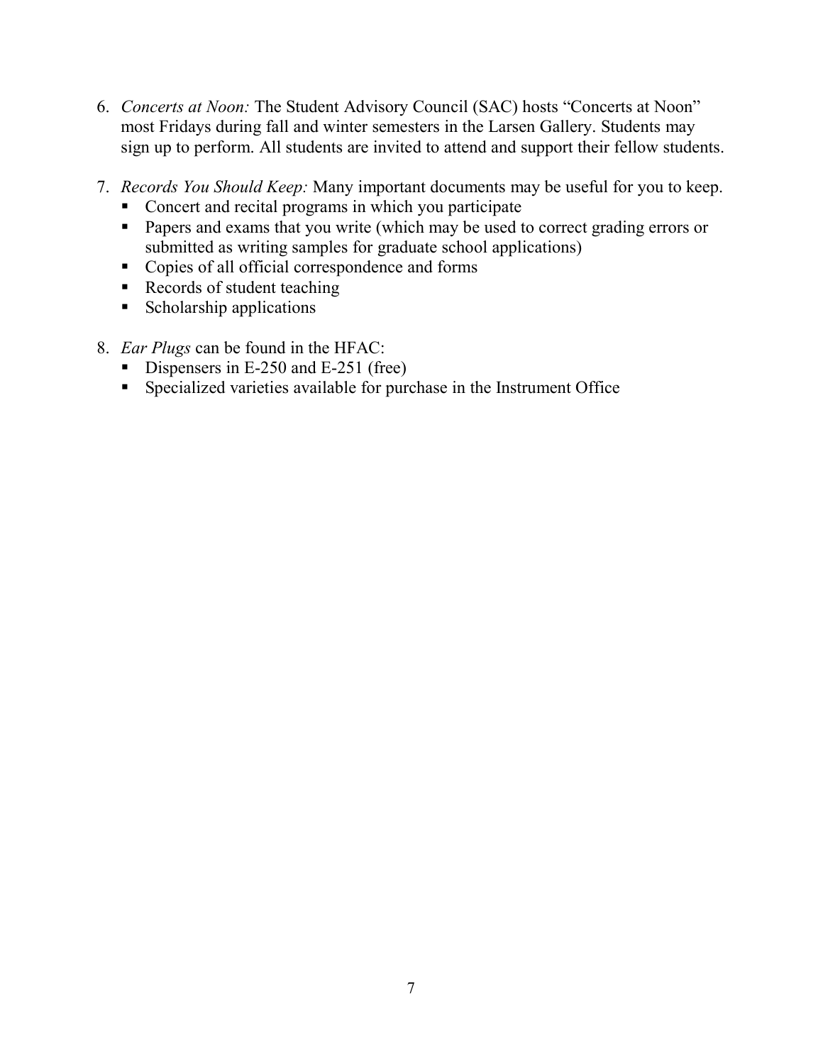6. *Concerts at Noon:* The Student Advisory Council (SAC) hosts "Concerts at Noon" most Fridays during fall and winter semesters in the Larsen Gallery. Students may sign up to perform. All students are invited to attend and support their fellow students.

7. *Records You Should Keep:* Many important documents may be useful for you to keep.
   - Concert and recital programs in which you participate
   - Papers and exams that you write (which may be used to correct grading errors or submitted as writing samples for graduate school applications)
   - Copies of all official correspondence and forms
   - Records of student teaching
   - Scholarship applications

8. *Ear Plugs* can be found in the HFAC:
   - Dispensers in E-250 and E-251 (free)
   - Specialized varieties available for purchase in the Instrument Office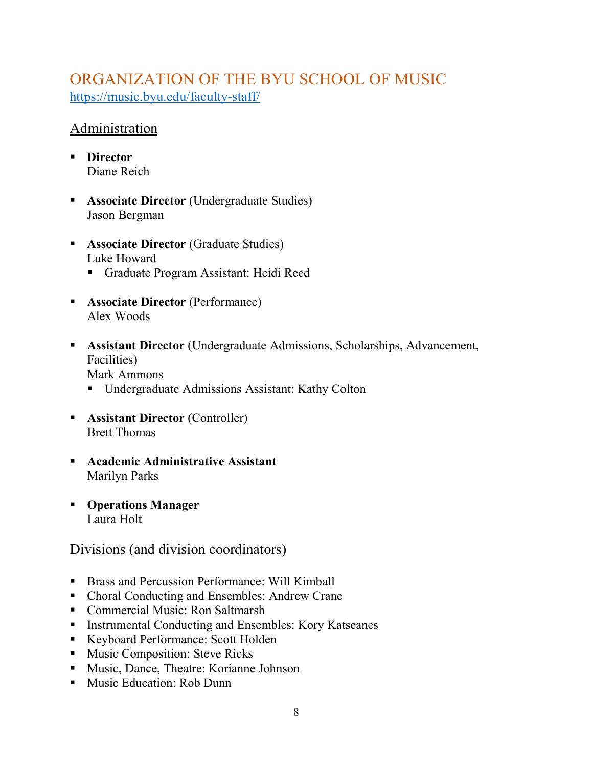# ORGANIZATION OF THE BYU SCHOOL OF MUSIC

https://music.byu.edu/faculty-staff/

## Administration

- **Director**
  Diane Reich
- **Associate Director** (Undergraduate Studies)
  Jason Bergman
- **Associate Director** (Graduate Studies)
  Luke Howard
  - Graduate Program Assistant: Heidi Reed
- **Associate Director** (Performance)
  Alex Woods
- **Assistant Director** (Undergraduate Admissions, Scholarships, Advancement, Facilities)
  Mark Ammons
  - Undergraduate Admissions Assistant: Kathy Colton
- **Assistant Director** (Controller)
  Brett Thomas
- **Academic Administrative Assistant**
  Marilyn Parks
- **Operations Manager**
  Laura Holt

## Divisions (and division coordinators)

- Brass and Percussion Performance: Will Kimball
- Choral Conducting and Ensembles: Andrew Crane
- Commercial Music: Ron Saltmarsh
- Instrumental Conducting and Ensembles: Kory Katseanes
- Keyboard Performance: Scott Holden
- Music Composition: Steve Ricks
- Music, Dance, Theatre: Korianne Johnson
- Music Education: Rob Dunn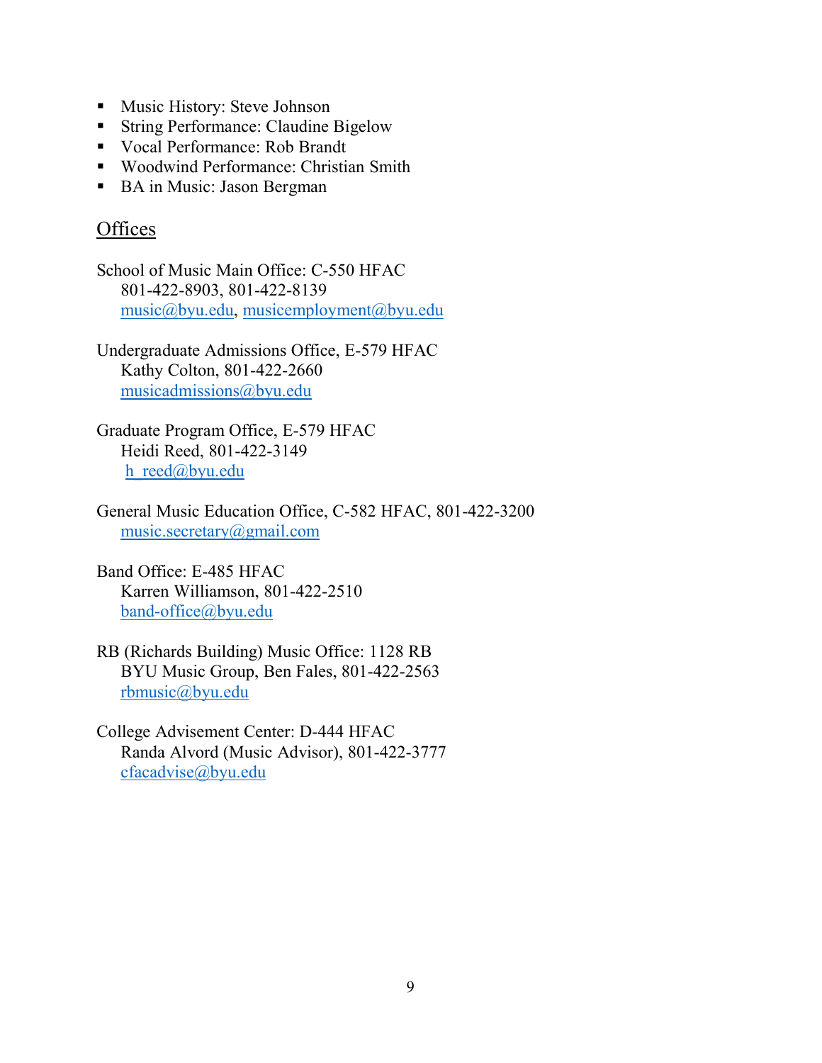- Music History: Steve Johnson
- String Performance: Claudine Bigelow
- Vocal Performance: Rob Brandt
- Woodwind Performance: Christian Smith
- BA in Music: Jason Bergman

## Offices

School of Music Main Office: C-550 HFAC
    801-422-8903, 801-422-8139
    music@byu.edu, musicemployment@byu.edu

Undergraduate Admissions Office, E-579 HFAC
    Kathy Colton, 801-422-2660
    musicadmissions@byu.edu

Graduate Program Office, E-579 HFAC
    Heidi Reed, 801-422-3149
    h_reed@byu.edu

General Music Education Office, C-582 HFAC, 801-422-3200
    music.secretary@gmail.com

Band Office: E-485 HFAC
    Karren Williamson, 801-422-2510
    band-office@byu.edu

RB (Richards Building) Music Office: 1128 RB
    BYU Music Group, Ben Fales, 801-422-2563
    rbmusic@byu.edu

College Advisement Center: D-444 HFAC
    Randa Alvord (Music Advisor), 801-422-3777
    cfacadvise@byu.edu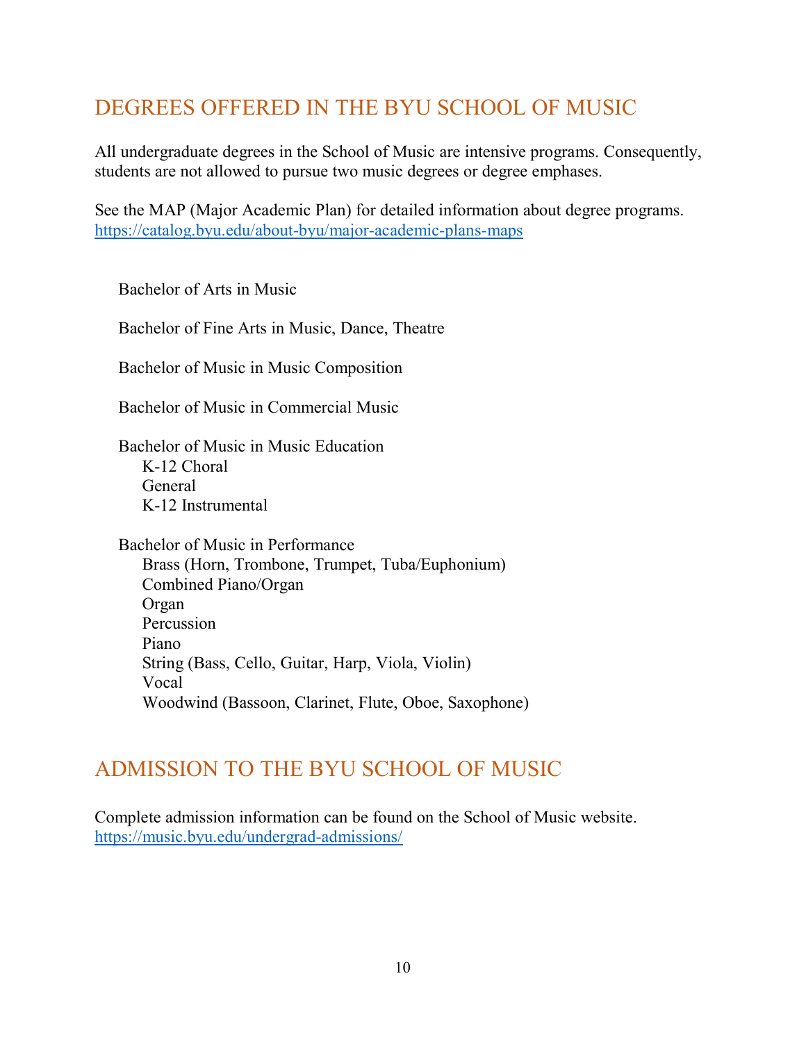## DEGREES OFFERED IN THE BYU SCHOOL OF MUSIC

All undergraduate degrees in the School of Music are intensive programs. Consequently, students are not allowed to pursue two music degrees or degree emphases.

See the MAP (Major Academic Plan) for detailed information about degree programs. https://catalog.byu.edu/about-byu/major-academic-plans-maps

- Bachelor of Arts in Music
- Bachelor of Fine Arts in Music, Dance, Theatre
- Bachelor of Music in Music Composition
- Bachelor of Music in Commercial Music
- Bachelor of Music in Music Education
  - K-12 Choral
  - General
  - K-12 Instrumental
- Bachelor of Music in Performance
  - Brass (Horn, Trombone, Trumpet, Tuba/Euphonium)
  - Combined Piano/Organ
  - Organ
  - Percussion
  - Piano
  - String (Bass, Cello, Guitar, Harp, Viola, Violin)
  - Vocal
  - Woodwind (Bassoon, Clarinet, Flute, Oboe, Saxophone)

## ADMISSION TO THE BYU SCHOOL OF MUSIC

Complete admission information can be found on the School of Music website. https://music.byu.edu/undergrad-admissions/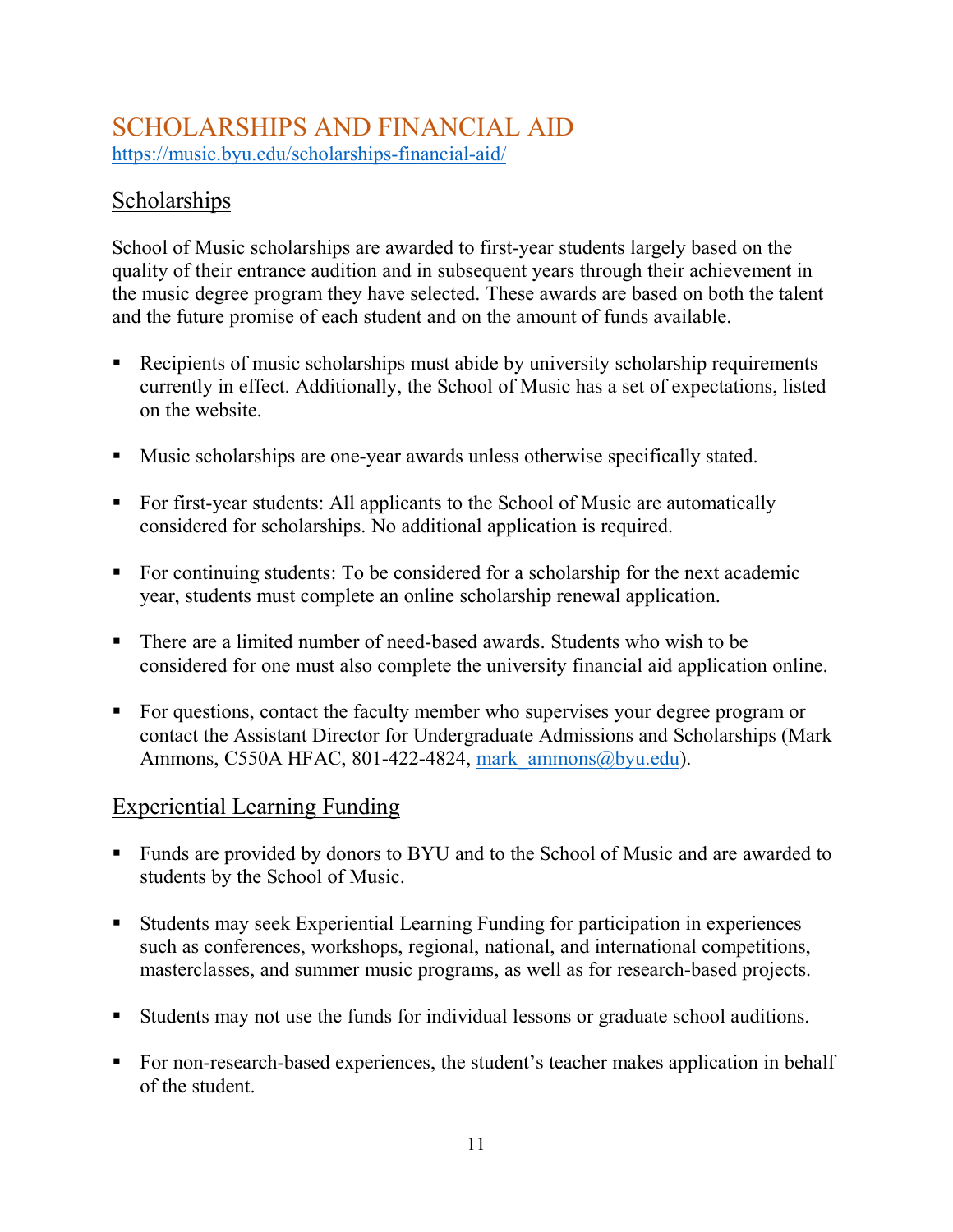# SCHOLARSHIPS AND FINANCIAL AID

https://music.byu.edu/scholarships-financial-aid/

## Scholarships

School of Music scholarships are awarded to first-year students largely based on the quality of their entrance audition and in subsequent years through their achievement in the music degree program they have selected. These awards are based on both the talent and the future promise of each student and on the amount of funds available.

- Recipients of music scholarships must abide by university scholarship requirements currently in effect. Additionally, the School of Music has a set of expectations, listed on the website.
- Music scholarships are one-year awards unless otherwise specifically stated.
- For first-year students: All applicants to the School of Music are automatically considered for scholarships. No additional application is required.
- For continuing students: To be considered for a scholarship for the next academic year, students must complete an online scholarship renewal application.
- There are a limited number of need-based awards. Students who wish to be considered for one must also complete the university financial aid application online.
- For questions, contact the faculty member who supervises your degree program or contact the Assistant Director for Undergraduate Admissions and Scholarships (Mark Ammons, C550A HFAC, 801-422-4824, mark_ammons@byu.edu).

## Experiential Learning Funding

- Funds are provided by donors to BYU and to the School of Music and are awarded to students by the School of Music.
- Students may seek Experiential Learning Funding for participation in experiences such as conferences, workshops, regional, national, and international competitions, masterclasses, and summer music programs, as well as for research-based projects.
- Students may not use the funds for individual lessons or graduate school auditions.
- For non-research-based experiences, the student's teacher makes application in behalf of the student.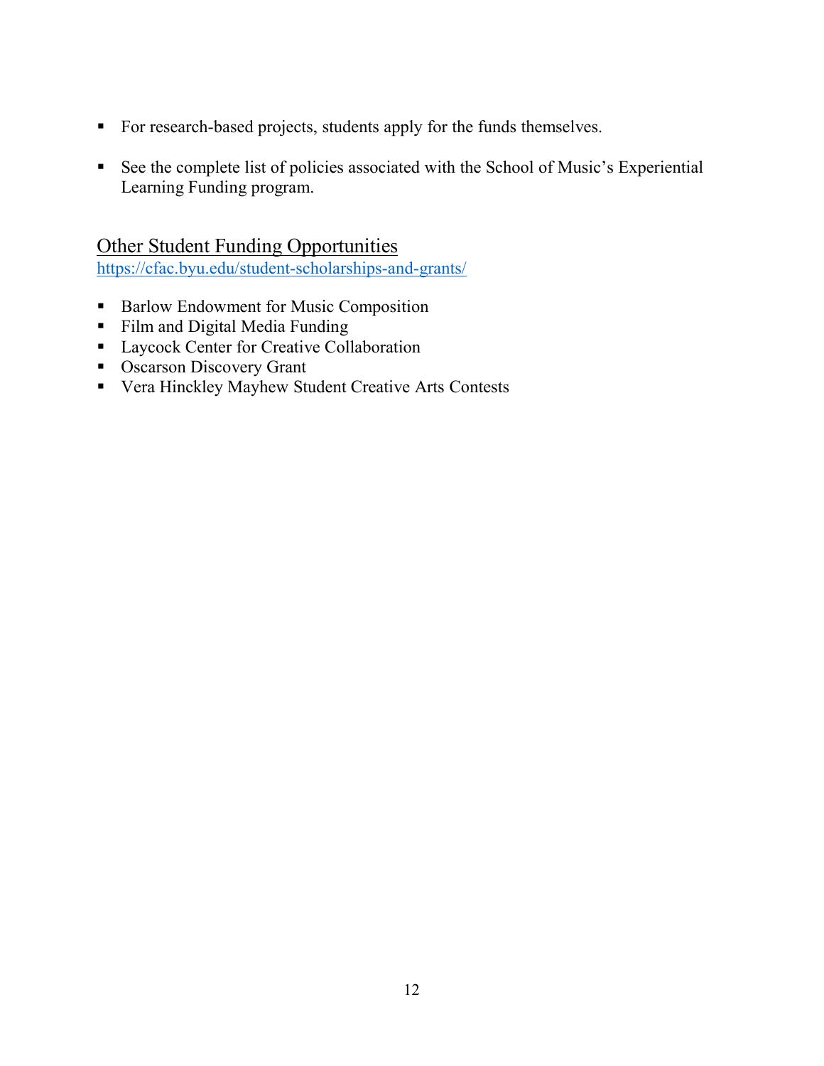- For research-based projects, students apply for the funds themselves.

- See the complete list of policies associated with the School of Music's Experiential Learning Funding program.

## Other Student Funding Opportunities

https://cfac.byu.edu/student-scholarships-and-grants/

- Barlow Endowment for Music Composition
- Film and Digital Media Funding
- Laycock Center for Creative Collaboration
- Oscarson Discovery Grant
- Vera Hinckley Mayhew Student Creative Arts Contests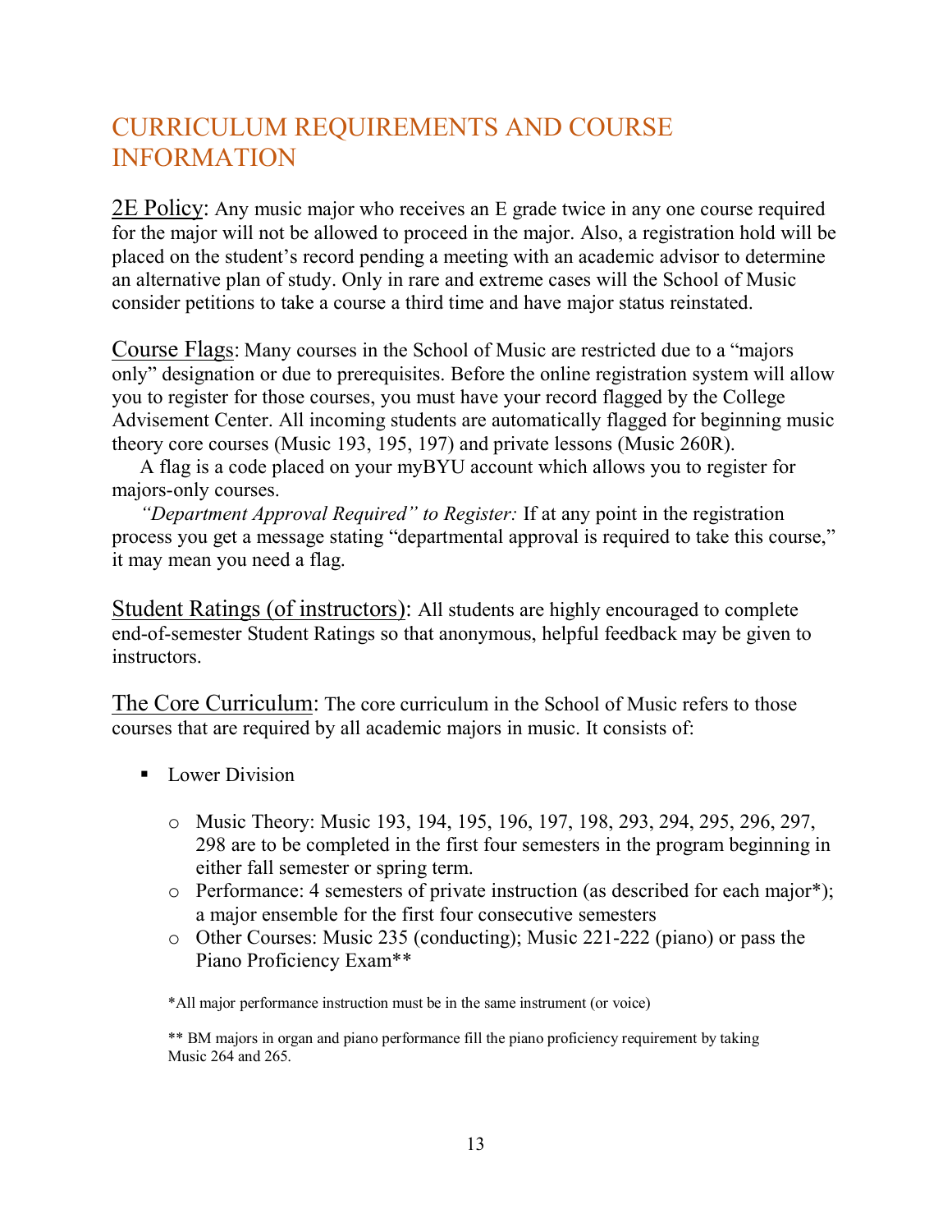# CURRICULUM REQUIREMENTS AND COURSE INFORMATION

2E Policy: Any music major who receives an E grade twice in any one course required for the major will not be allowed to proceed in the major. Also, a registration hold will be placed on the student's record pending a meeting with an academic advisor to determine an alternative plan of study. Only in rare and extreme cases will the School of Music consider petitions to take a course a third time and have major status reinstated.

Course Flags: Many courses in the School of Music are restricted due to a "majors only" designation or due to prerequisites. Before the online registration system will allow you to register for those courses, you must have your record flagged by the College Advisement Center. All incoming students are automatically flagged for beginning music theory core courses (Music 193, 195, 197) and private lessons (Music 260R).

A flag is a code placed on your myBYU account which allows you to register for majors-only courses.

*"Department Approval Required" to Register:* If at any point in the registration process you get a message stating "departmental approval is required to take this course," it may mean you need a flag.

Student Ratings (of instructors): All students are highly encouraged to complete end-of-semester Student Ratings so that anonymous, helpful feedback may be given to instructors.

The Core Curriculum: The core curriculum in the School of Music refers to those courses that are required by all academic majors in music. It consists of:

- Lower Division
  - Music Theory: Music 193, 194, 195, 196, 197, 198, 293, 294, 295, 296, 297, 298 are to be completed in the first four semesters in the program beginning in either fall semester or spring term.
  - Performance: 4 semesters of private instruction (as described for each major*); a major ensemble for the first four consecutive semesters
  - Other Courses: Music 235 (conducting); Music 221-222 (piano) or pass the Piano Proficiency Exam**

*All major performance instruction must be in the same instrument (or voice)

** BM majors in organ and piano performance fill the piano proficiency requirement by taking Music 264 and 265.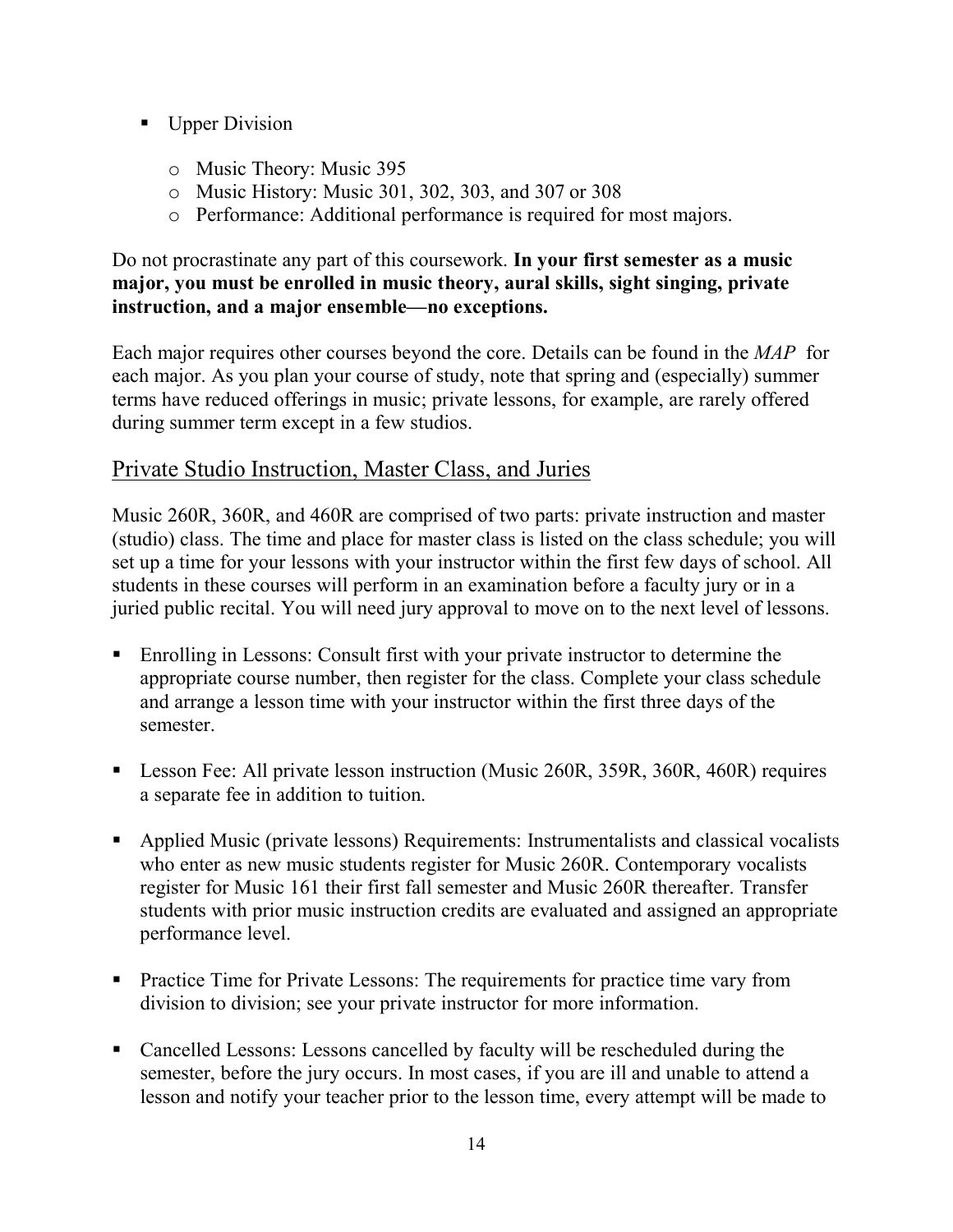- Upper Division
  - Music Theory: Music 395
  - Music History: Music 301, 302, 303, and 307 or 308
  - Performance: Additional performance is required for most majors.

Do not procrastinate any part of this coursework. **In your first semester as a music major, you must be enrolled in music theory, aural skills, sight singing, private instruction, and a major ensemble—no exceptions.**

Each major requires other courses beyond the core. Details can be found in the *MAP* for each major. As you plan your course of study, note that spring and (especially) summer terms have reduced offerings in music; private lessons, for example, are rarely offered during summer term except in a few studios.

## Private Studio Instruction, Master Class, and Juries

Music 260R, 360R, and 460R are comprised of two parts: private instruction and master (studio) class. The time and place for master class is listed on the class schedule; you will set up a time for your lessons with your instructor within the first few days of school. All students in these courses will perform in an examination before a faculty jury or in a juried public recital. You will need jury approval to move on to the next level of lessons.

- Enrolling in Lessons: Consult first with your private instructor to determine the appropriate course number, then register for the class. Complete your class schedule and arrange a lesson time with your instructor within the first three days of the semester.

- Lesson Fee: All private lesson instruction (Music 260R, 359R, 360R, 460R) requires a separate fee in addition to tuition.

- Applied Music (private lessons) Requirements: Instrumentalists and classical vocalists who enter as new music students register for Music 260R. Contemporary vocalists register for Music 161 their first fall semester and Music 260R thereafter. Transfer students with prior music instruction credits are evaluated and assigned an appropriate performance level.

- Practice Time for Private Lessons: The requirements for practice time vary from division to division; see your private instructor for more information.

- Cancelled Lessons: Lessons cancelled by faculty will be rescheduled during the semester, before the jury occurs. In most cases, if you are ill and unable to attend a lesson and notify your teacher prior to the lesson time, every attempt will be made to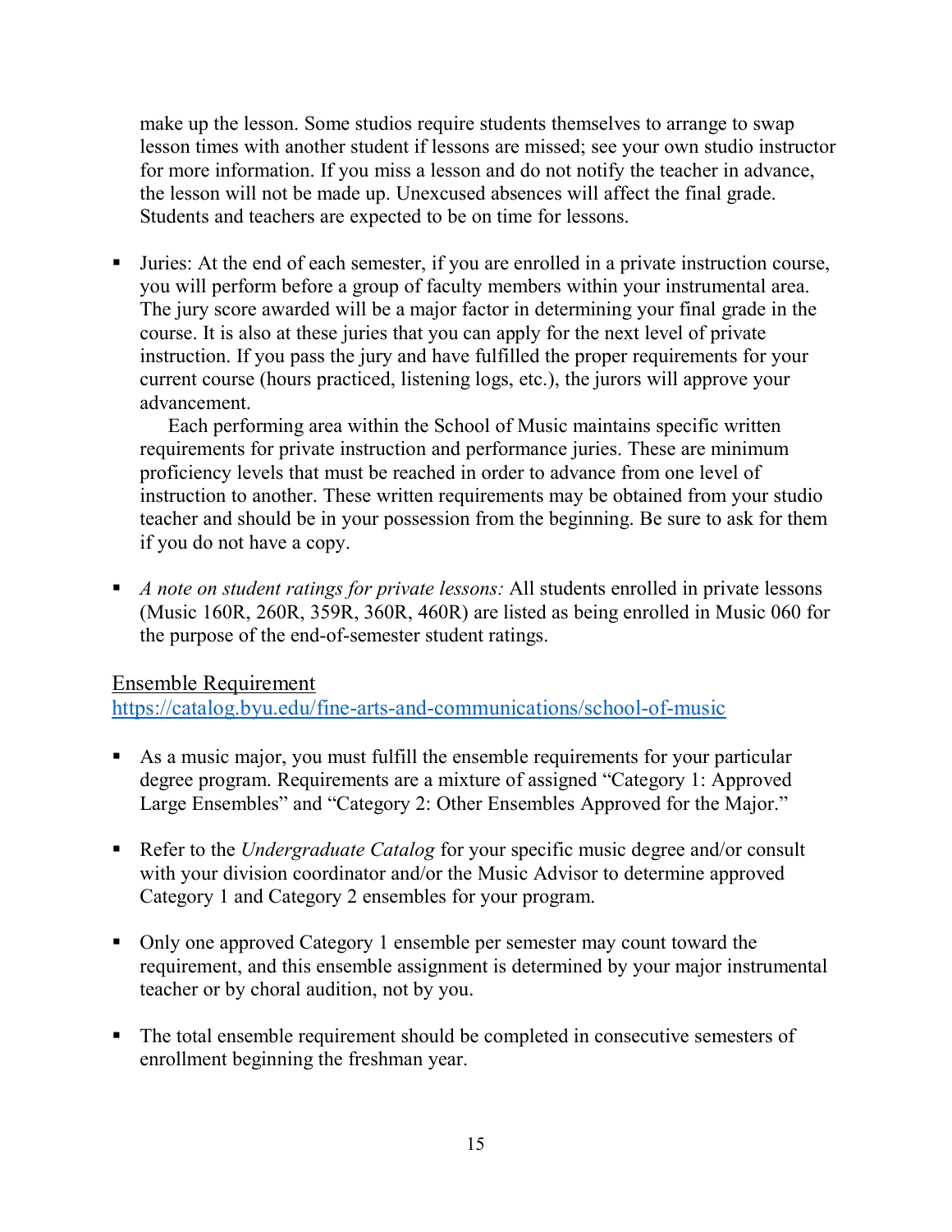make up the lesson. Some studios require students themselves to arrange to swap lesson times with another student if lessons are missed; see your own studio instructor for more information. If you miss a lesson and do not notify the teacher in advance, the lesson will not be made up. Unexcused absences will affect the final grade. Students and teachers are expected to be on time for lessons.

- Juries: At the end of each semester, if you are enrolled in a private instruction course, you will perform before a group of faculty members within your instrumental area. The jury score awarded will be a major factor in determining your final grade in the course. It is also at these juries that you can apply for the next level of private instruction. If you pass the jury and have fulfilled the proper requirements for your current course (hours practiced, listening logs, etc.), the jurors will approve your advancement.

  Each performing area within the School of Music maintains specific written requirements for private instruction and performance juries. These are minimum proficiency levels that must be reached in order to advance from one level of instruction to another. These written requirements may be obtained from your studio teacher and should be in your possession from the beginning. Be sure to ask for them if you do not have a copy.

- *A note on student ratings for private lessons:* All students enrolled in private lessons (Music 160R, 260R, 359R, 360R, 460R) are listed as being enrolled in Music 060 for the purpose of the end-of-semester student ratings.

## Ensemble Requirement

https://catalog.byu.edu/fine-arts-and-communications/school-of-music

- As a music major, you must fulfill the ensemble requirements for your particular degree program. Requirements are a mixture of assigned "Category 1: Approved Large Ensembles" and "Category 2: Other Ensembles Approved for the Major."

- Refer to the *Undergraduate Catalog* for your specific music degree and/or consult with your division coordinator and/or the Music Advisor to determine approved Category 1 and Category 2 ensembles for your program.

- Only one approved Category 1 ensemble per semester may count toward the requirement, and this ensemble assignment is determined by your major instrumental teacher or by choral audition, not by you.

- The total ensemble requirement should be completed in consecutive semesters of enrollment beginning the freshman year.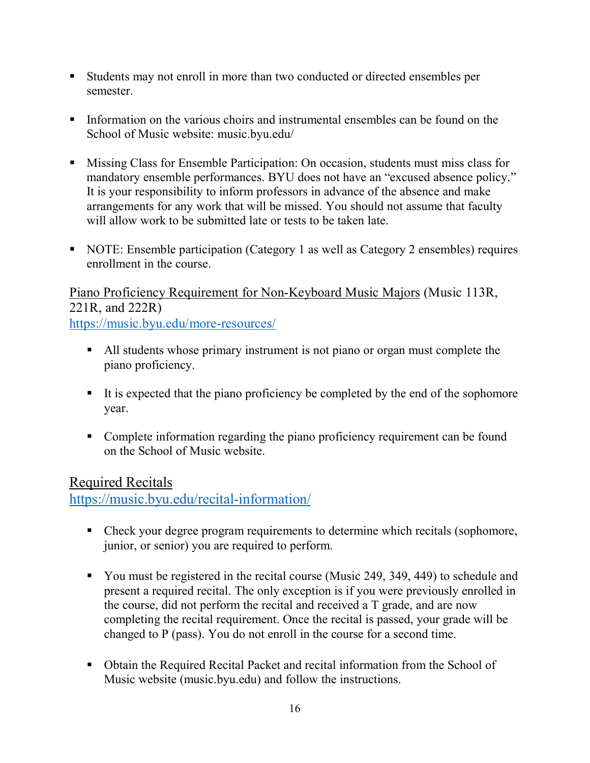- Students may not enroll in more than two conducted or directed ensembles per semester.

- Information on the various choirs and instrumental ensembles can be found on the School of Music website: music.byu.edu/

- Missing Class for Ensemble Participation: On occasion, students must miss class for mandatory ensemble performances. BYU does not have an "excused absence policy." It is your responsibility to inform professors in advance of the absence and make arrangements for any work that will be missed. You should not assume that faculty will allow work to be submitted late or tests to be taken late.

- NOTE: Ensemble participation (Category 1 as well as Category 2 ensembles) requires enrollment in the course.

<u>Piano Proficiency Requirement for Non-Keyboard Music Majors</u> (Music 113R, 221R, and 222R)
https://music.byu.edu/more-resources/

- All students whose primary instrument is not piano or organ must complete the piano proficiency.

- It is expected that the piano proficiency be completed by the end of the sophomore year.

- Complete information regarding the piano proficiency requirement can be found on the School of Music website.

## <u>Required Recitals</u>

https://music.byu.edu/recital-information/

- Check your degree program requirements to determine which recitals (sophomore, junior, or senior) you are required to perform.

- You must be registered in the recital course (Music 249, 349, 449) to schedule and present a required recital. The only exception is if you were previously enrolled in the course, did not perform the recital and received a T grade, and are now completing the recital requirement. Once the recital is passed, your grade will be changed to P (pass). You do not enroll in the course for a second time.

- Obtain the Required Recital Packet and recital information from the School of Music website (music.byu.edu) and follow the instructions.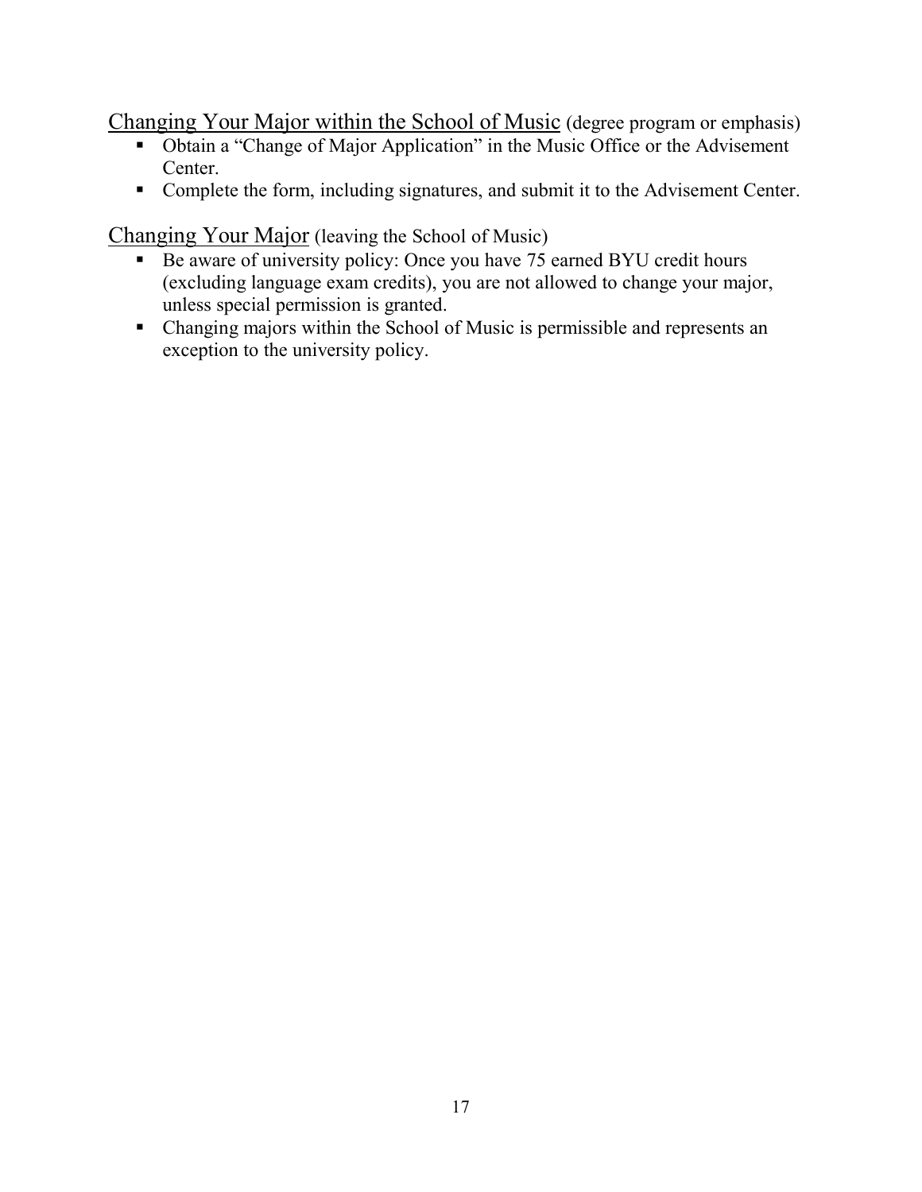## <u>Changing Your Major within the School of Music</u> (degree program or emphasis)

- Obtain a "Change of Major Application" in the Music Office or the Advisement Center.
- Complete the form, including signatures, and submit it to the Advisement Center.

## <u>Changing Your Major</u> (leaving the School of Music)

- Be aware of university policy: Once you have 75 earned BYU credit hours (excluding language exam credits), you are not allowed to change your major, unless special permission is granted.
- Changing majors within the School of Music is permissible and represents an exception to the university policy.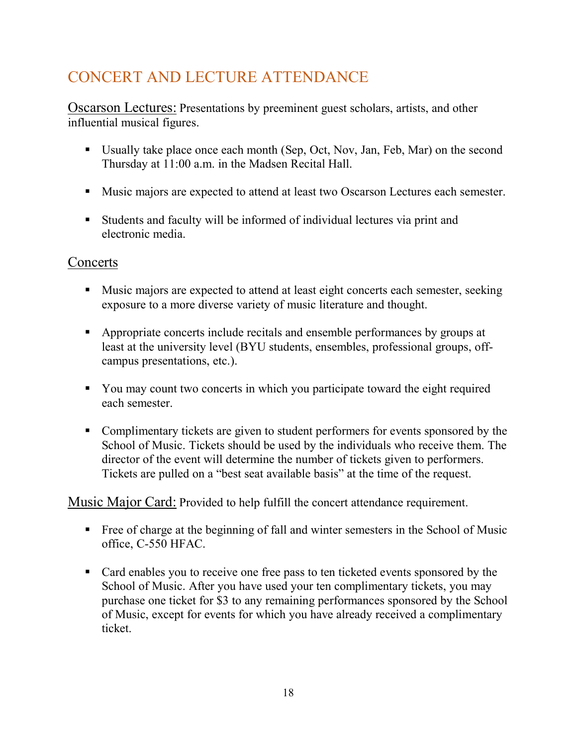# CONCERT AND LECTURE ATTENDANCE

Oscarson Lectures: Presentations by preeminent guest scholars, artists, and other influential musical figures.

- Usually take place once each month (Sep, Oct, Nov, Jan, Feb, Mar) on the second Thursday at 11:00 a.m. in the Madsen Recital Hall.
- Music majors are expected to attend at least two Oscarson Lectures each semester.
- Students and faculty will be informed of individual lectures via print and electronic media.

## Concerts

- Music majors are expected to attend at least eight concerts each semester, seeking exposure to a more diverse variety of music literature and thought.
- Appropriate concerts include recitals and ensemble performances by groups at least at the university level (BYU students, ensembles, professional groups, off-campus presentations, etc.).
- You may count two concerts in which you participate toward the eight required each semester.
- Complimentary tickets are given to student performers for events sponsored by the School of Music. Tickets should be used by the individuals who receive them. The director of the event will determine the number of tickets given to performers. Tickets are pulled on a "best seat available basis" at the time of the request.

Music Major Card: Provided to help fulfill the concert attendance requirement.

- Free of charge at the beginning of fall and winter semesters in the School of Music office, C-550 HFAC.
- Card enables you to receive one free pass to ten ticketed events sponsored by the School of Music. After you have used your ten complimentary tickets, you may purchase one ticket for $3 to any remaining performances sponsored by the School of Music, except for events for which you have already received a complimentary ticket.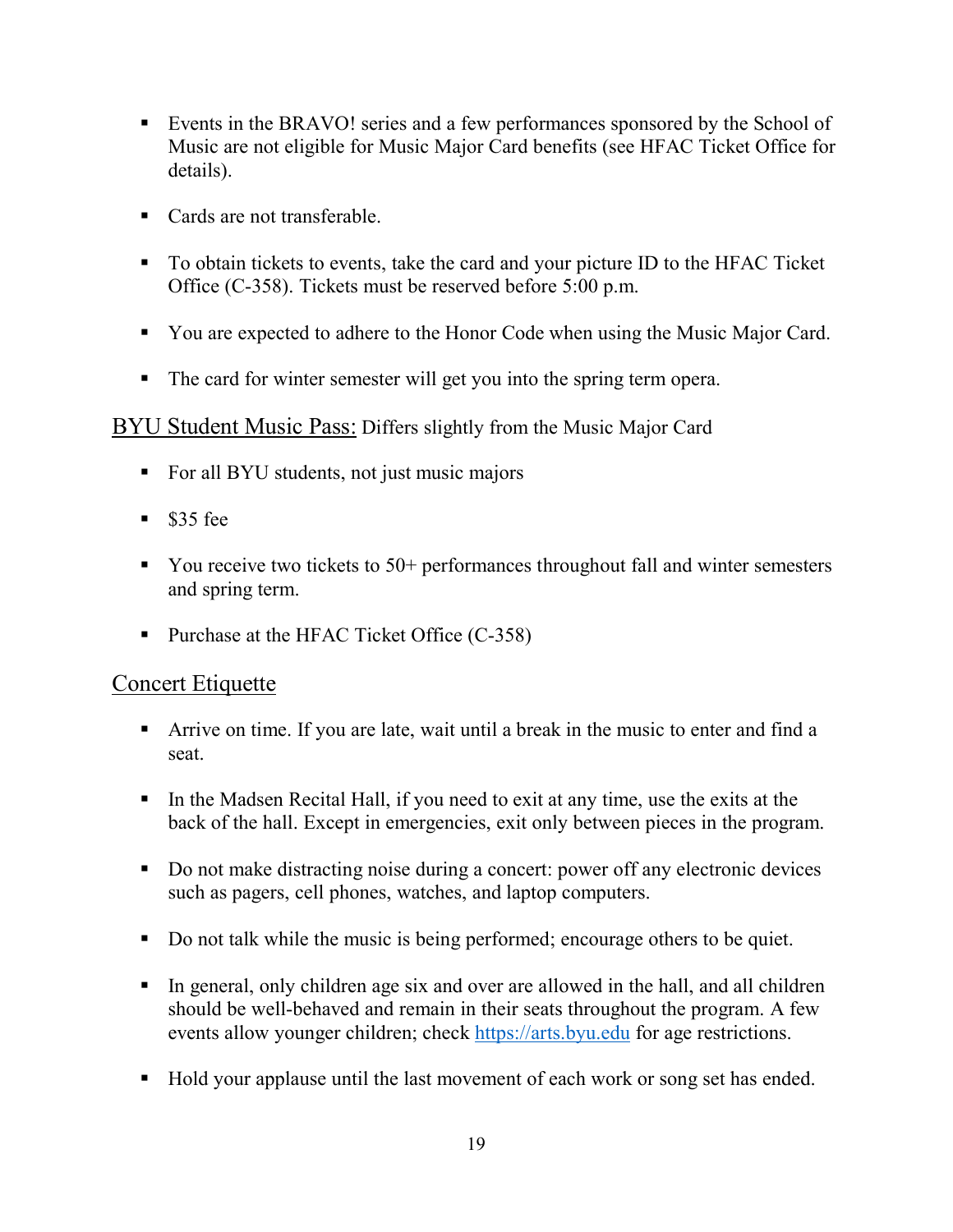- Events in the BRAVO! series and a few performances sponsored by the School of Music are not eligible for Music Major Card benefits (see HFAC Ticket Office for details).
- Cards are not transferable.
- To obtain tickets to events, take the card and your picture ID to the HFAC Ticket Office (C-358). Tickets must be reserved before 5:00 p.m.
- You are expected to adhere to the Honor Code when using the Music Major Card.
- The card for winter semester will get you into the spring term opera.

<u>BYU Student Music Pass:</u> Differs slightly from the Music Major Card

- For all BYU students, not just music majors
- $35 fee
- You receive two tickets to 50+ performances throughout fall and winter semesters and spring term.
- Purchase at the HFAC Ticket Office (C-358)

## Concert Etiquette

- Arrive on time. If you are late, wait until a break in the music to enter and find a seat.
- In the Madsen Recital Hall, if you need to exit at any time, use the exits at the back of the hall. Except in emergencies, exit only between pieces in the program.
- Do not make distracting noise during a concert: power off any electronic devices such as pagers, cell phones, watches, and laptop computers.
- Do not talk while the music is being performed; encourage others to be quiet.
- In general, only children age six and over are allowed in the hall, and all children should be well-behaved and remain in their seats throughout the program. A few events allow younger children; check https://arts.byu.edu for age restrictions.
- Hold your applause until the last movement of each work or song set has ended.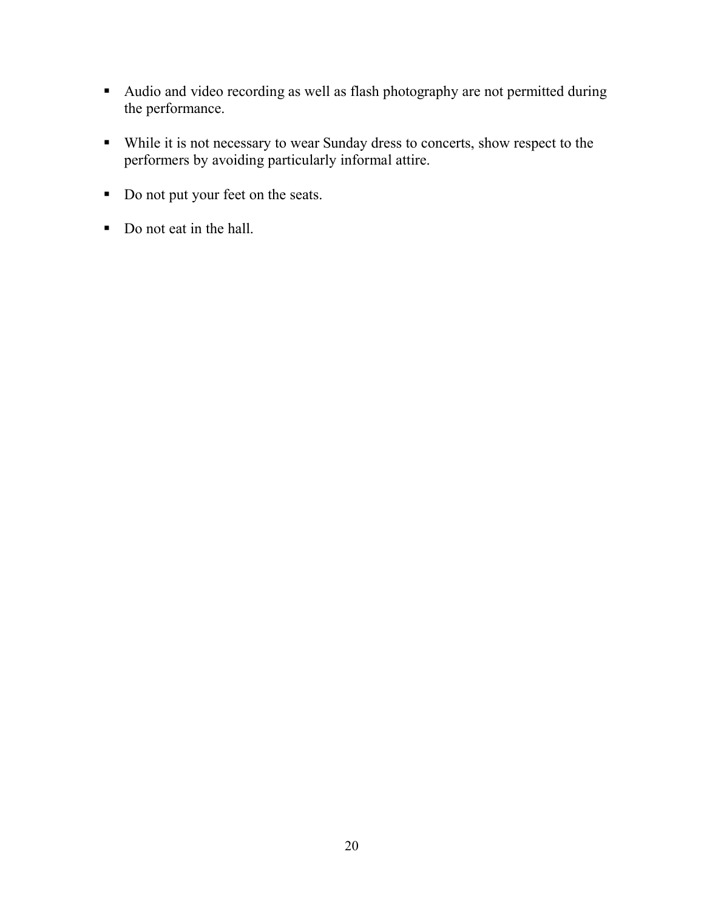- Audio and video recording as well as flash photography are not permitted during the performance.

- While it is not necessary to wear Sunday dress to concerts, show respect to the performers by avoiding particularly informal attire.

- Do not put your feet on the seats.

- Do not eat in the hall.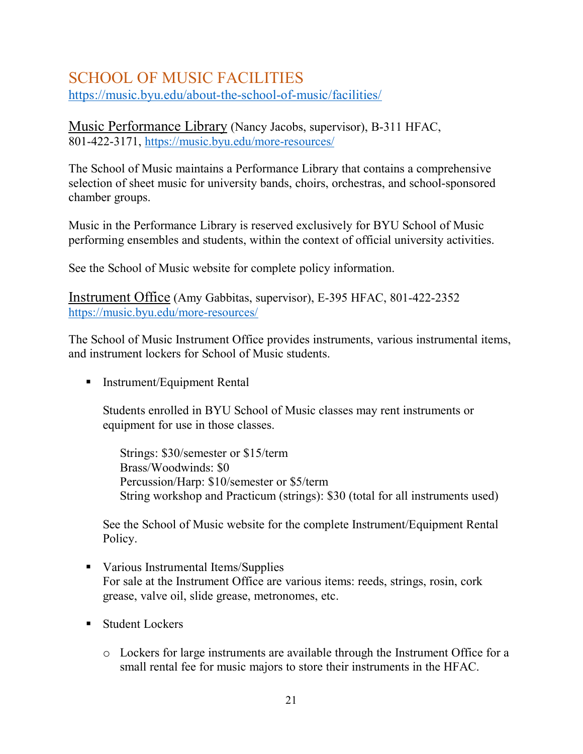## SCHOOL OF MUSIC FACILITIES

https://music.byu.edu/about-the-school-of-music/facilities/

### Music Performance Library (Nancy Jacobs, supervisor), B-311 HFAC, 801-422-3171, https://music.byu.edu/more-resources/

The School of Music maintains a Performance Library that contains a comprehensive selection of sheet music for university bands, choirs, orchestras, and school-sponsored chamber groups.

Music in the Performance Library is reserved exclusively for BYU School of Music performing ensembles and students, within the context of official university activities.

See the School of Music website for complete policy information.

### Instrument Office (Amy Gabbitas, supervisor), E-395 HFAC, 801-422-2352 https://music.byu.edu/more-resources/

The School of Music Instrument Office provides instruments, various instrumental items, and instrument lockers for School of Music students.

- Instrument/Equipment Rental

  Students enrolled in BYU School of Music classes may rent instruments or equipment for use in those classes.

  Strings: $30/semester or $15/term
  Brass/Woodwinds: $0
  Percussion/Harp: $10/semester or $5/term
  String workshop and Practicum (strings): $30 (total for all instruments used)

  See the School of Music website for the complete Instrument/Equipment Rental Policy.

- Various Instrumental Items/Supplies
  For sale at the Instrument Office are various items: reeds, strings, rosin, cork grease, valve oil, slide grease, metronomes, etc.

- Student Lockers

  - Lockers for large instruments are available through the Instrument Office for a small rental fee for music majors to store their instruments in the HFAC.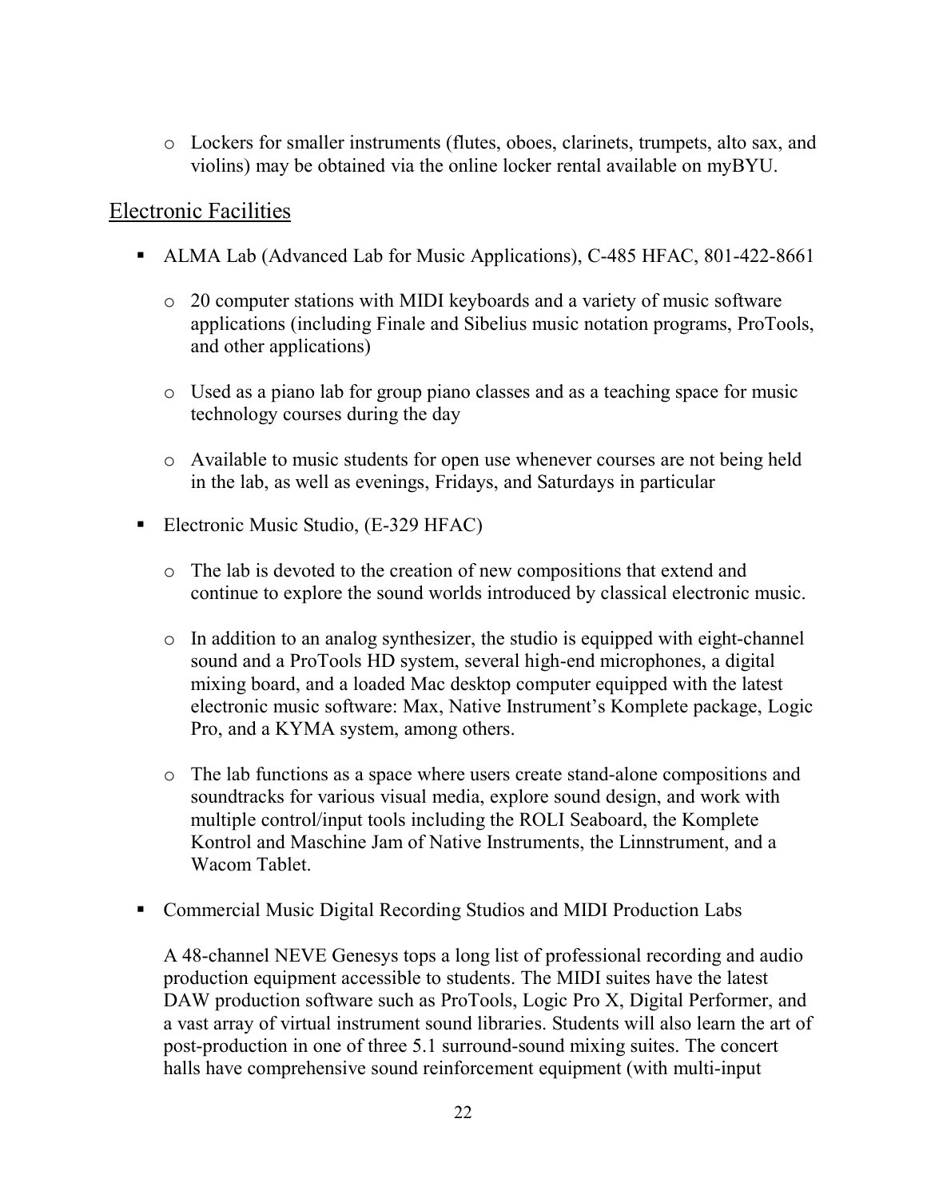- Lockers for smaller instruments (flutes, oboes, clarinets, trumpets, alto sax, and violins) may be obtained via the online locker rental available on myBYU.

## Electronic Facilities

- ALMA Lab (Advanced Lab for Music Applications), C-485 HFAC, 801-422-8661
  - 20 computer stations with MIDI keyboards and a variety of music software applications (including Finale and Sibelius music notation programs, ProTools, and other applications)
  - Used as a piano lab for group piano classes and as a teaching space for music technology courses during the day
  - Available to music students for open use whenever courses are not being held in the lab, as well as evenings, Fridays, and Saturdays in particular
- Electronic Music Studio, (E-329 HFAC)
  - The lab is devoted to the creation of new compositions that extend and continue to explore the sound worlds introduced by classical electronic music.
  - In addition to an analog synthesizer, the studio is equipped with eight-channel sound and a ProTools HD system, several high-end microphones, a digital mixing board, and a loaded Mac desktop computer equipped with the latest electronic music software: Max, Native Instrument's Komplete package, Logic Pro, and a KYMA system, among others.
  - The lab functions as a space where users create stand-alone compositions and soundtracks for various visual media, explore sound design, and work with multiple control/input tools including the ROLI Seaboard, the Komplete Kontrol and Maschine Jam of Native Instruments, the Linnstrument, and a Wacom Tablet.
- Commercial Music Digital Recording Studios and MIDI Production Labs

  A 48-channel NEVE Genesys tops a long list of professional recording and audio production equipment accessible to students. The MIDI suites have the latest DAW production software such as ProTools, Logic Pro X, Digital Performer, and a vast array of virtual instrument sound libraries. Students will also learn the art of post-production in one of three 5.1 surround-sound mixing suites. The concert halls have comprehensive sound reinforcement equipment (with multi-input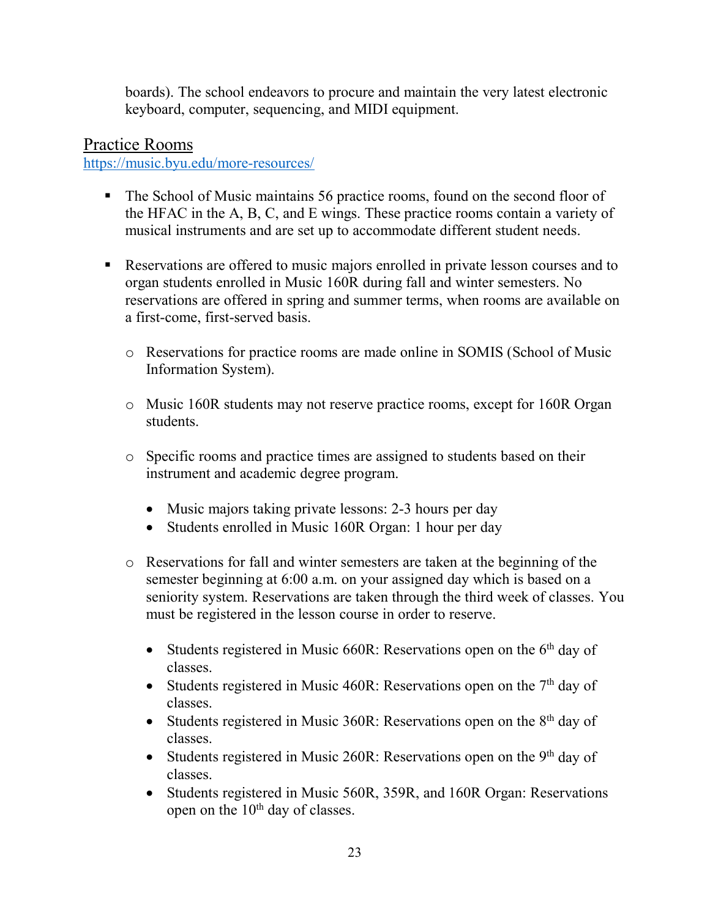boards). The school endeavors to procure and maintain the very latest electronic keyboard, computer, sequencing, and MIDI equipment.

## Practice Rooms

https://music.byu.edu/more-resources/

- The School of Music maintains 56 practice rooms, found on the second floor of the HFAC in the A, B, C, and E wings. These practice rooms contain a variety of musical instruments and are set up to accommodate different student needs.

- Reservations are offered to music majors enrolled in private lesson courses and to organ students enrolled in Music 160R during fall and winter semesters. No reservations are offered in spring and summer terms, when rooms are available on a first-come, first-served basis.

    - Reservations for practice rooms are made online in SOMIS (School of Music Information System).

    - Music 160R students may not reserve practice rooms, except for 160R Organ students.

    - Specific rooms and practice times are assigned to students based on their instrument and academic degree program.

        - Music majors taking private lessons: 2-3 hours per day
        - Students enrolled in Music 160R Organ: 1 hour per day

    - Reservations for fall and winter semesters are taken at the beginning of the semester beginning at 6:00 a.m. on your assigned day which is based on a seniority system. Reservations are taken through the third week of classes. You must be registered in the lesson course in order to reserve.

        - Students registered in Music 660R: Reservations open on the 6th day of classes.
        - Students registered in Music 460R: Reservations open on the 7th day of classes.
        - Students registered in Music 360R: Reservations open on the 8th day of classes.
        - Students registered in Music 260R: Reservations open on the 9th day of classes.
        - Students registered in Music 560R, 359R, and 160R Organ: Reservations open on the 10th day of classes.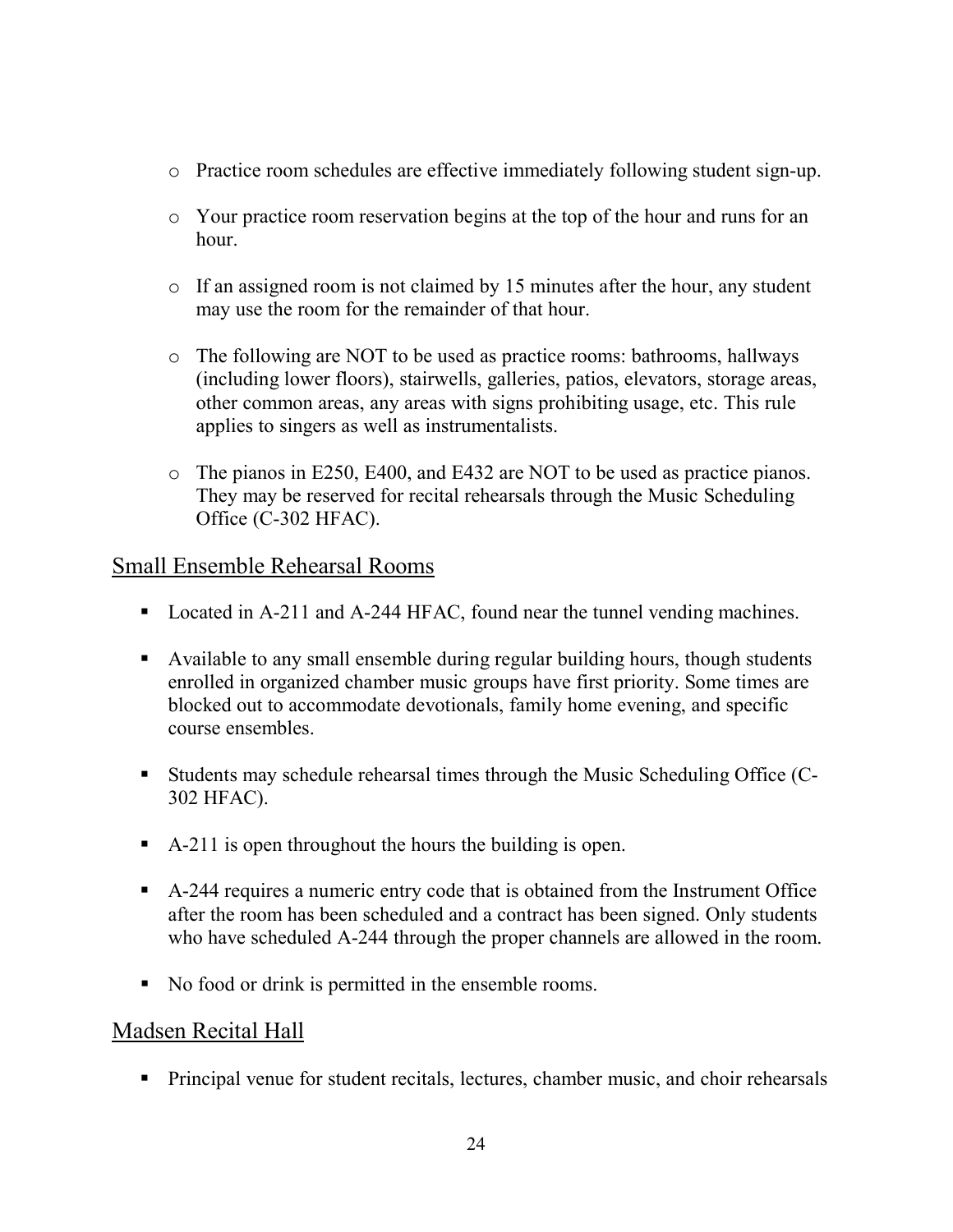- Practice room schedules are effective immediately following student sign-up.

- Your practice room reservation begins at the top of the hour and runs for an hour.

- If an assigned room is not claimed by 15 minutes after the hour, any student may use the room for the remainder of that hour.

- The following are NOT to be used as practice rooms: bathrooms, hallways (including lower floors), stairwells, galleries, patios, elevators, storage areas, other common areas, any areas with signs prohibiting usage, etc. This rule applies to singers as well as instrumentalists.

- The pianos in E250, E400, and E432 are NOT to be used as practice pianos. They may be reserved for recital rehearsals through the Music Scheduling Office (C-302 HFAC).

## Small Ensemble Rehearsal Rooms

- Located in A-211 and A-244 HFAC, found near the tunnel vending machines.

- Available to any small ensemble during regular building hours, though students enrolled in organized chamber music groups have first priority. Some times are blocked out to accommodate devotionals, family home evening, and specific course ensembles.

- Students may schedule rehearsal times through the Music Scheduling Office (C-302 HFAC).

- A-211 is open throughout the hours the building is open.

- A-244 requires a numeric entry code that is obtained from the Instrument Office after the room has been scheduled and a contract has been signed. Only students who have scheduled A-244 through the proper channels are allowed in the room.

- No food or drink is permitted in the ensemble rooms.

## Madsen Recital Hall

- Principal venue for student recitals, lectures, chamber music, and choir rehearsals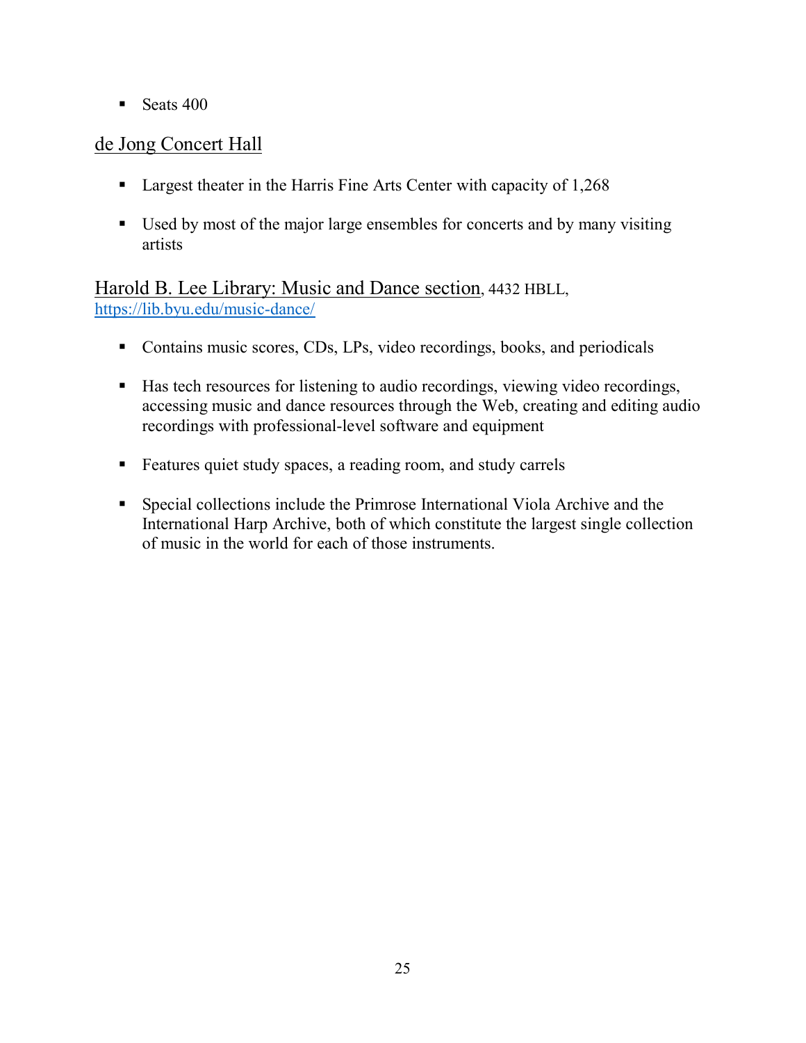- Seats 400

## de Jong Concert Hall

- Largest theater in the Harris Fine Arts Center with capacity of 1,268
- Used by most of the major large ensembles for concerts and by many visiting artists

## Harold B. Lee Library: Music and Dance section, 4432 HBLL, https://lib.byu.edu/music-dance/

- Contains music scores, CDs, LPs, video recordings, books, and periodicals
- Has tech resources for listening to audio recordings, viewing video recordings, accessing music and dance resources through the Web, creating and editing audio recordings with professional-level software and equipment
- Features quiet study spaces, a reading room, and study carrels
- Special collections include the Primrose International Viola Archive and the International Harp Archive, both of which constitute the largest single collection of music in the world for each of those instruments.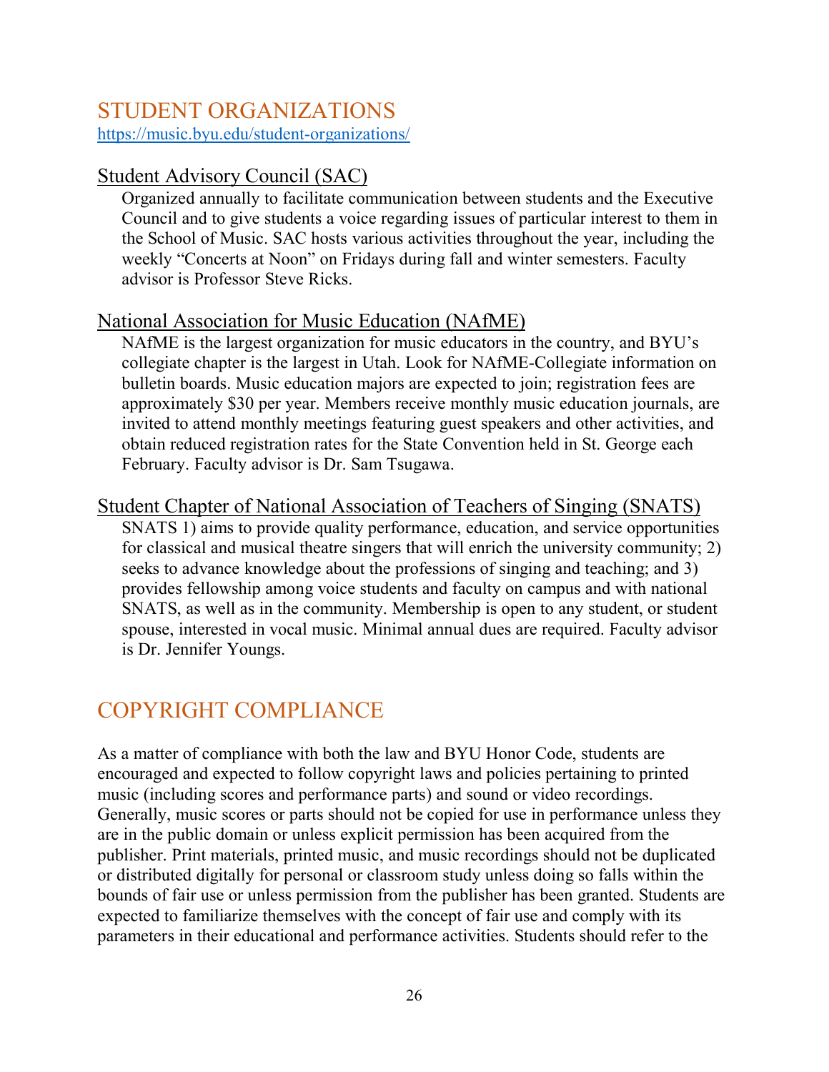## STUDENT ORGANIZATIONS

https://music.byu.edu/student-organizations/

### Student Advisory Council (SAC)

Organized annually to facilitate communication between students and the Executive Council and to give students a voice regarding issues of particular interest to them in the School of Music. SAC hosts various activities throughout the year, including the weekly "Concerts at Noon" on Fridays during fall and winter semesters. Faculty advisor is Professor Steve Ricks.

### National Association for Music Education (NAfME)

NAfME is the largest organization for music educators in the country, and BYU's collegiate chapter is the largest in Utah. Look for NAfME-Collegiate information on bulletin boards. Music education majors are expected to join; registration fees are approximately $30 per year. Members receive monthly music education journals, are invited to attend monthly meetings featuring guest speakers and other activities, and obtain reduced registration rates for the State Convention held in St. George each February. Faculty advisor is Dr. Sam Tsugawa.

### Student Chapter of National Association of Teachers of Singing (SNATS)

SNATS 1) aims to provide quality performance, education, and service opportunities for classical and musical theatre singers that will enrich the university community; 2) seeks to advance knowledge about the professions of singing and teaching; and 3) provides fellowship among voice students and faculty on campus and with national SNATS, as well as in the community. Membership is open to any student, or student spouse, interested in vocal music. Minimal annual dues are required. Faculty advisor is Dr. Jennifer Youngs.

## COPYRIGHT COMPLIANCE

As a matter of compliance with both the law and BYU Honor Code, students are encouraged and expected to follow copyright laws and policies pertaining to printed music (including scores and performance parts) and sound or video recordings. Generally, music scores or parts should not be copied for use in performance unless they are in the public domain or unless explicit permission has been acquired from the publisher. Print materials, printed music, and music recordings should not be duplicated or distributed digitally for personal or classroom study unless doing so falls within the bounds of fair use or unless permission from the publisher has been granted. Students are expected to familiarize themselves with the concept of fair use and comply with its parameters in their educational and performance activities. Students should refer to the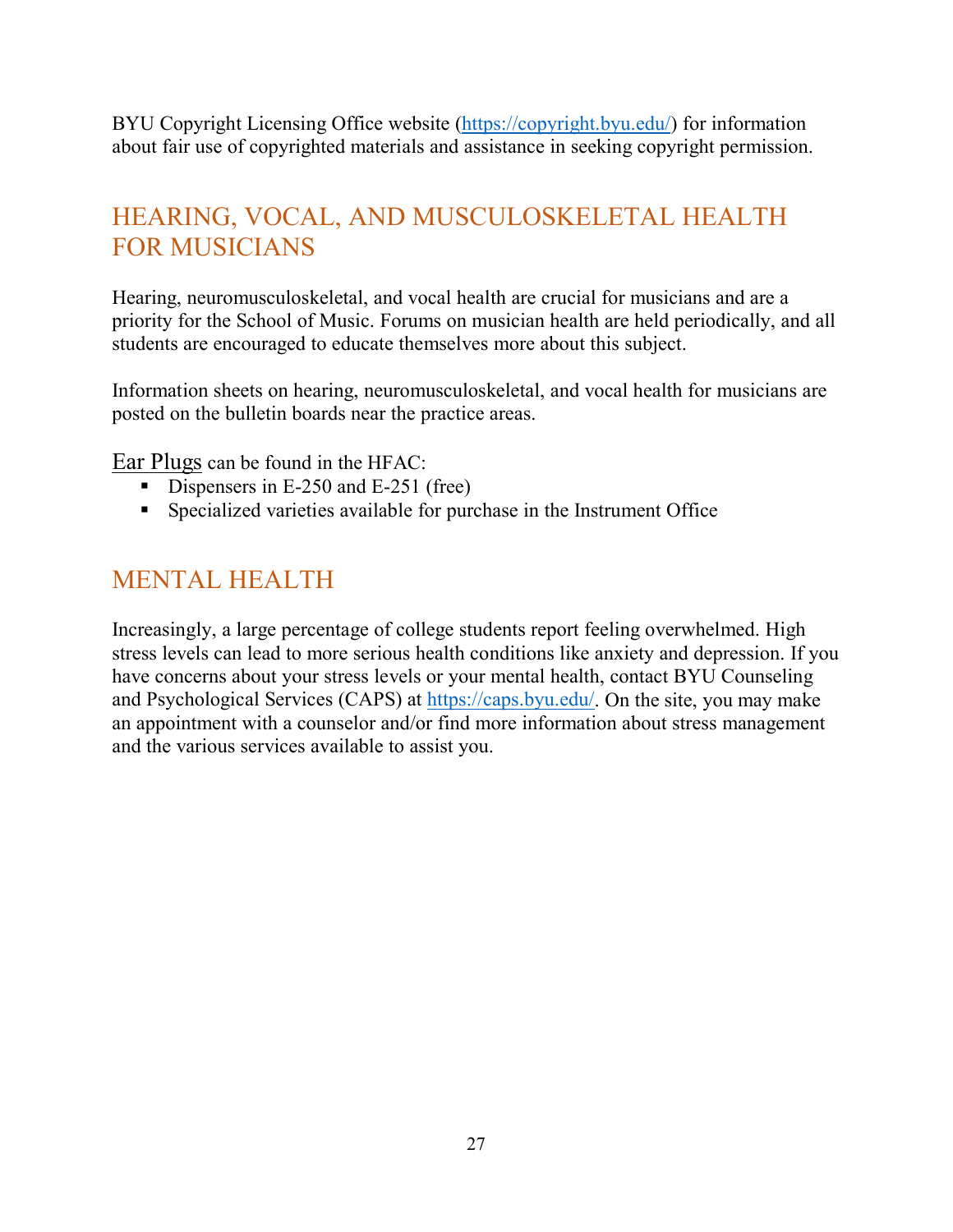BYU Copyright Licensing Office website (https://copyright.byu.edu/) for information about fair use of copyrighted materials and assistance in seeking copyright permission.

## HEARING, VOCAL, AND MUSCULOSKELETAL HEALTH FOR MUSICIANS

Hearing, neuromusculoskeletal, and vocal health are crucial for musicians and are a priority for the School of Music. Forums on musician health are held periodically, and all students are encouraged to educate themselves more about this subject.

Information sheets on hearing, neuromusculoskeletal, and vocal health for musicians are posted on the bulletin boards near the practice areas.

<u>Ear Plugs</u> can be found in the HFAC:

- Dispensers in E-250 and E-251 (free)
- Specialized varieties available for purchase in the Instrument Office

## MENTAL HEALTH

Increasingly, a large percentage of college students report feeling overwhelmed. High stress levels can lead to more serious health conditions like anxiety and depression. If you have concerns about your stress levels or your mental health, contact BYU Counseling and Psychological Services (CAPS) at https://caps.byu.edu/. On the site, you may make an appointment with a counselor and/or find more information about stress management and the various services available to assist you.